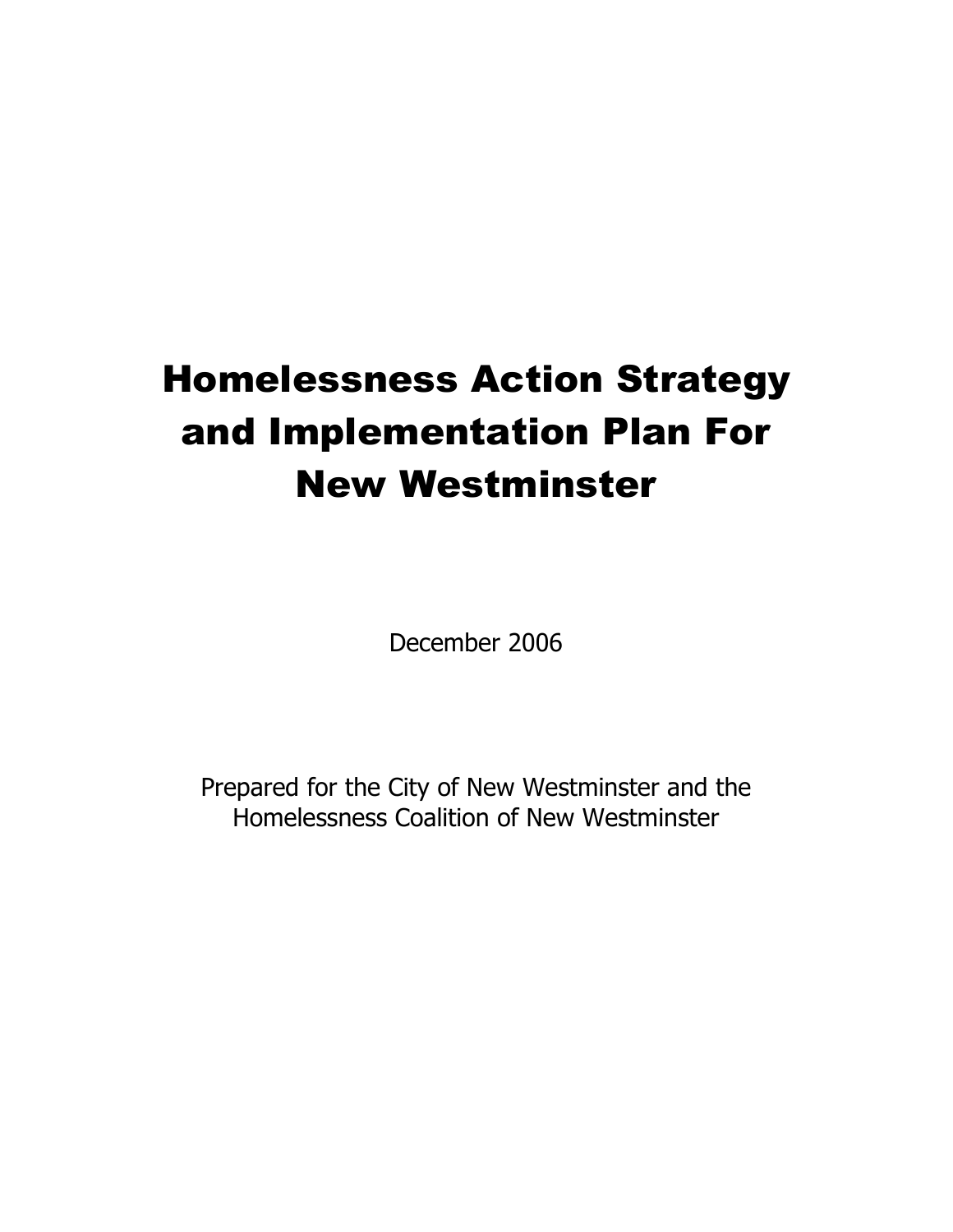# Homelessness Action Strategy and Implementation Plan For New Westminster

December 2006

Prepared for the City of New Westminster and the Homelessness Coalition of New Westminster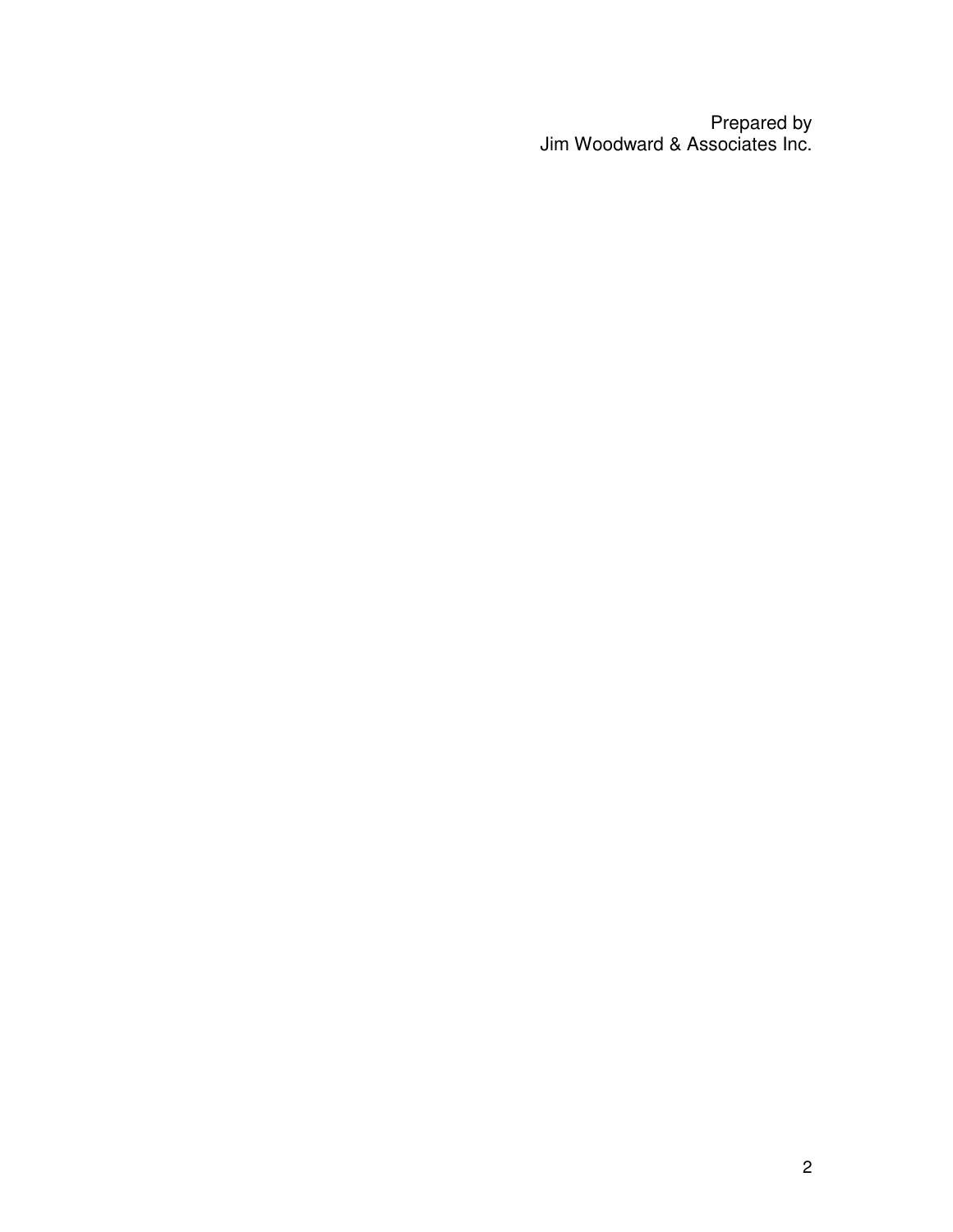Prepared by
Jim Woodward & Associates Inc.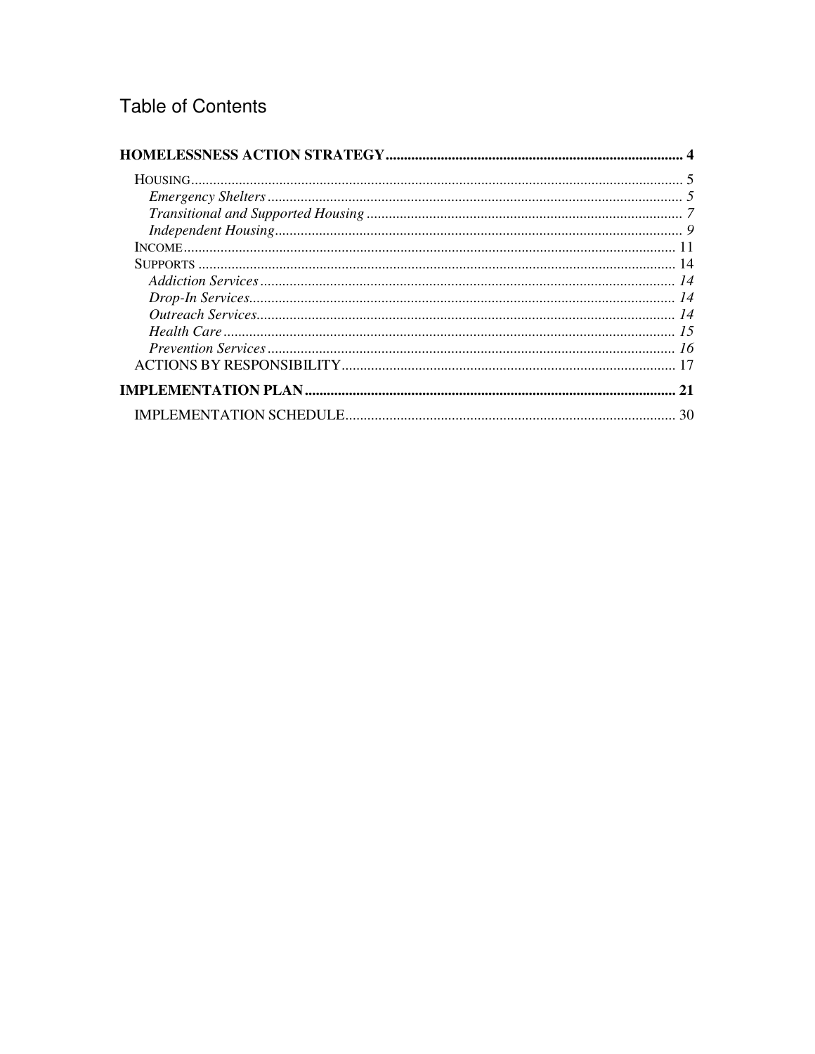# Table of Contents

**HOMELESSNESS ACTION STRATEGY** ..... 4

- HOUSING ..... 5
  - *Emergency Shelters* ..... 5
  - *Transitional and Supported Housing* ..... 7
  - *Independent Housing* ..... 9
- INCOME ..... 11
- SUPPORTS ..... 14
  - *Addiction Services* ..... 14
  - *Drop-In Services* ..... 14
  - *Outreach Services* ..... 14
  - *Health Care* ..... 15
  - *Prevention Services* ..... 16
- ACTIONS BY RESPONSIBILITY ..... 17

**IMPLEMENTATION PLAN** ..... 21

- IMPLEMENTATION SCHEDULE ..... 30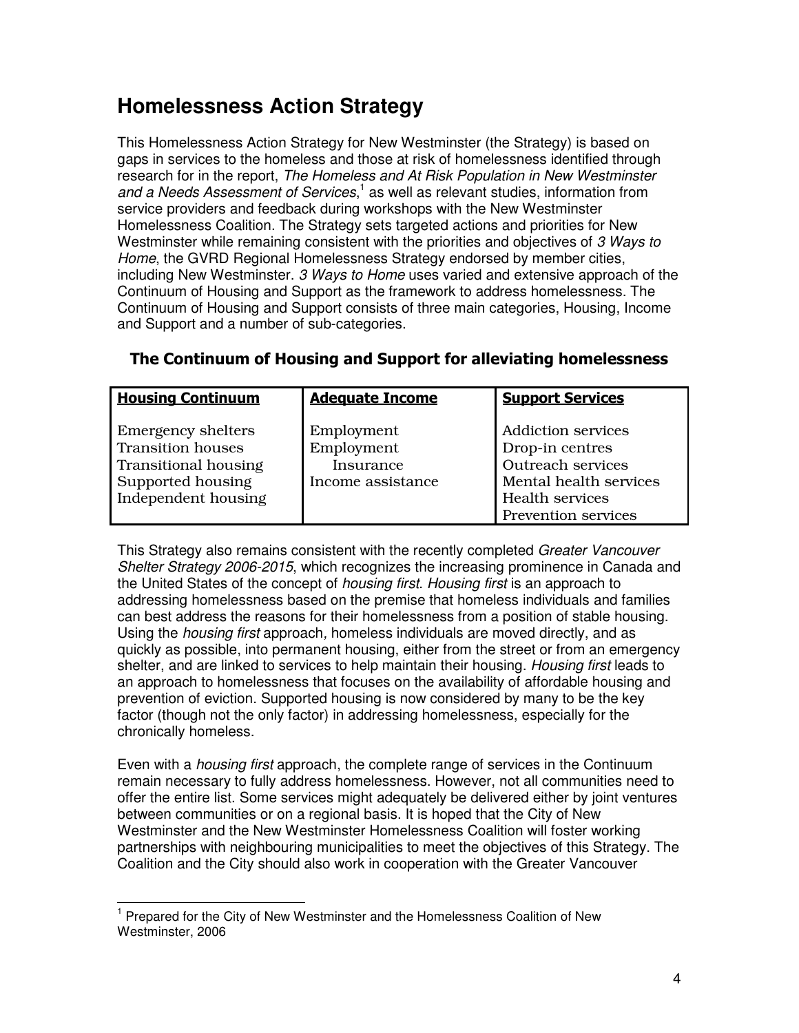# Homelessness Action Strategy

This Homelessness Action Strategy for New Westminster (the Strategy) is based on gaps in services to the homeless and those at risk of homelessness identified through research for in the report, *The Homeless and At Risk Population in New Westminster and a Needs Assessment of Services*,[1] as well as relevant studies, information from service providers and feedback during workshops with the New Westminster Homelessness Coalition. The Strategy sets targeted actions and priorities for New Westminster while remaining consistent with the priorities and objectives of *3 Ways to Home*, the GVRD Regional Homelessness Strategy endorsed by member cities, including New Westminster. *3 Ways to Home* uses varied and extensive approach of the Continuum of Housing and Support as the framework to address homelessness. The Continuum of Housing and Support consists of three main categories, Housing, Income and Support and a number of sub-categories.

### The Continuum of Housing and Support for alleviating homelessness

| **Housing Continuum** | **Adequate Income** | **Support Services** |
|---|---|---|
| Emergency shelters | Employment | Addiction services |
| Transition houses | Employment Insurance | Drop-in centres |
| Transitional housing | Income assistance | Outreach services |
| Supported housing | | Mental health services |
| Independent housing | | Health services |
| | | Prevention services |

This Strategy also remains consistent with the recently completed *Greater Vancouver Shelter Strategy 2006-2015*, which recognizes the increasing prominence in Canada and the United States of the concept of *housing first*. *Housing first* is an approach to addressing homelessness based on the premise that homeless individuals and families can best address the reasons for their homelessness from a position of stable housing. Using the *housing first* approach, homeless individuals are moved directly, and as quickly as possible, into permanent housing, either from the street or from an emergency shelter, and are linked to services to help maintain their housing. *Housing first* leads to an approach to homelessness that focuses on the availability of affordable housing and prevention of eviction. Supported housing is now considered by many to be the key factor (though not the only factor) in addressing homelessness, especially for the chronically homeless.

Even with a *housing first* approach, the complete range of services in the Continuum remain necessary to fully address homelessness. However, not all communities need to offer the entire list. Some services might adequately be delivered either by joint ventures between communities or on a regional basis. It is hoped that the City of New Westminster and the New Westminster Homelessness Coalition will foster working partnerships with neighbouring municipalities to meet the objectives of this Strategy. The Coalition and the City should also work in cooperation with the Greater Vancouver

[1] Prepared for the City of New Westminster and the Homelessness Coalition of New Westminster, 2006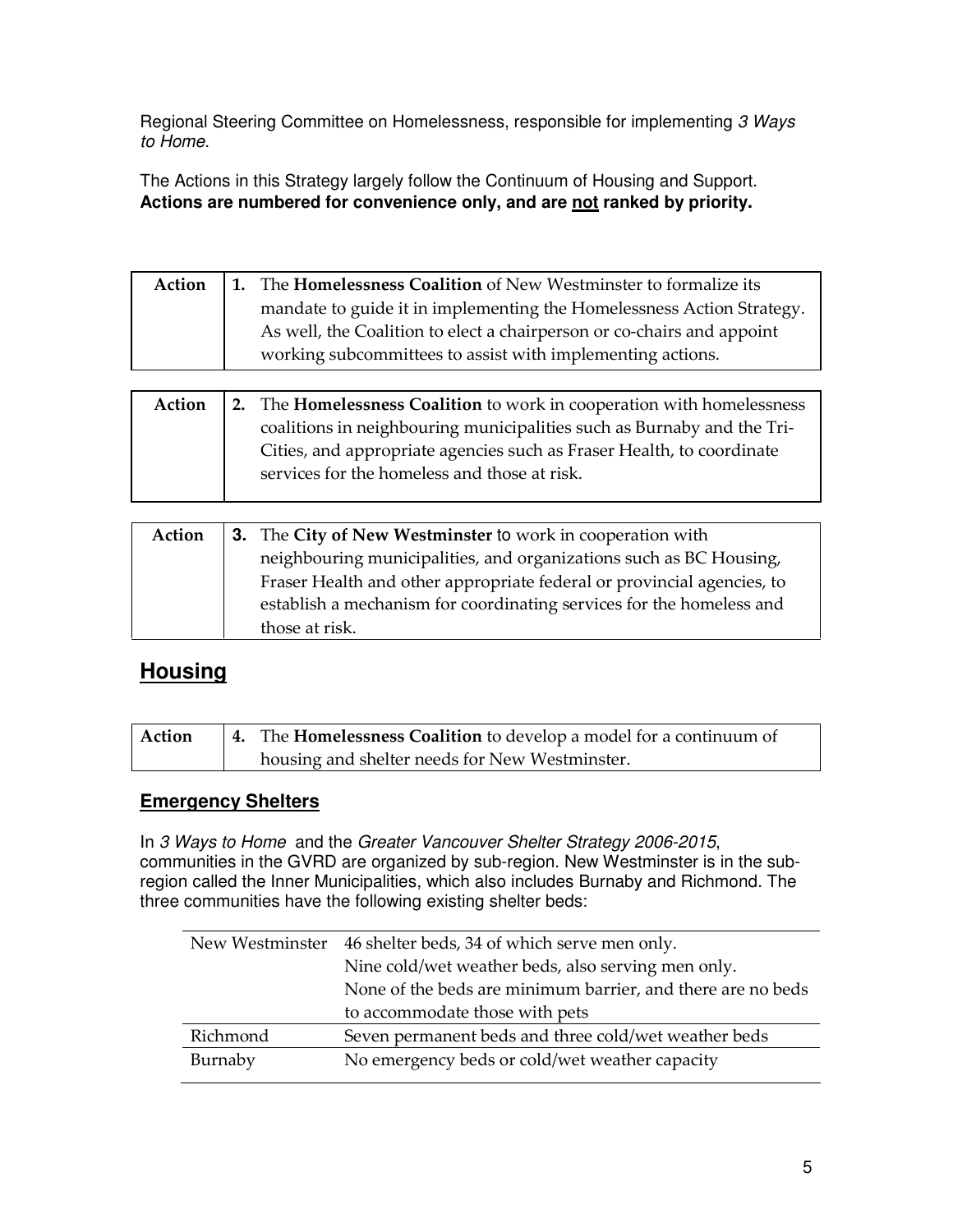Regional Steering Committee on Homelessness, responsible for implementing *3 Ways to Home*.

The Actions in this Strategy largely follow the Continuum of Housing and Support. **Actions are numbered for convenience only, and are not ranked by priority.**

| Action | 1. The **Homelessness Coalition** of New Westminster to formalize its mandate to guide it in implementing the Homelessness Action Strategy. As well, the Coalition to elect a chairperson or co-chairs and appoint working subcommittees to assist with implementing actions. |
|---|---|

| Action | 2. The **Homelessness Coalition** to work in cooperation with homelessness coalitions in neighbouring municipalities such as Burnaby and the Tri-Cities, and appropriate agencies such as Fraser Health, to coordinate services for the homeless and those at risk. |
|---|---|

| Action | 3. The **City of New Westminster** to work in cooperation with neighbouring municipalities, and organizations such as BC Housing, Fraser Health and other appropriate federal or provincial agencies, to establish a mechanism for coordinating services for the homeless and those at risk. |
|---|---|

## Housing

| Action | 4. The **Homelessness Coalition** to develop a model for a continuum of housing and shelter needs for New Westminster. |
|---|---|

### Emergency Shelters

In *3 Ways to Home* and the *Greater Vancouver Shelter Strategy 2006-2015*, communities in the GVRD are organized by sub-region. New Westminster is in the sub-region called the Inner Municipalities, which also includes Burnaby and Richmond. The three communities have the following existing shelter beds:

| | |
|---|---|
| New Westminster | 46 shelter beds, 34 of which serve men only.<br>Nine cold/wet weather beds, also serving men only.<br>None of the beds are minimum barrier, and there are no beds to accommodate those with pets |
| Richmond | Seven permanent beds and three cold/wet weather beds |
| Burnaby | No emergency beds or cold/wet weather capacity |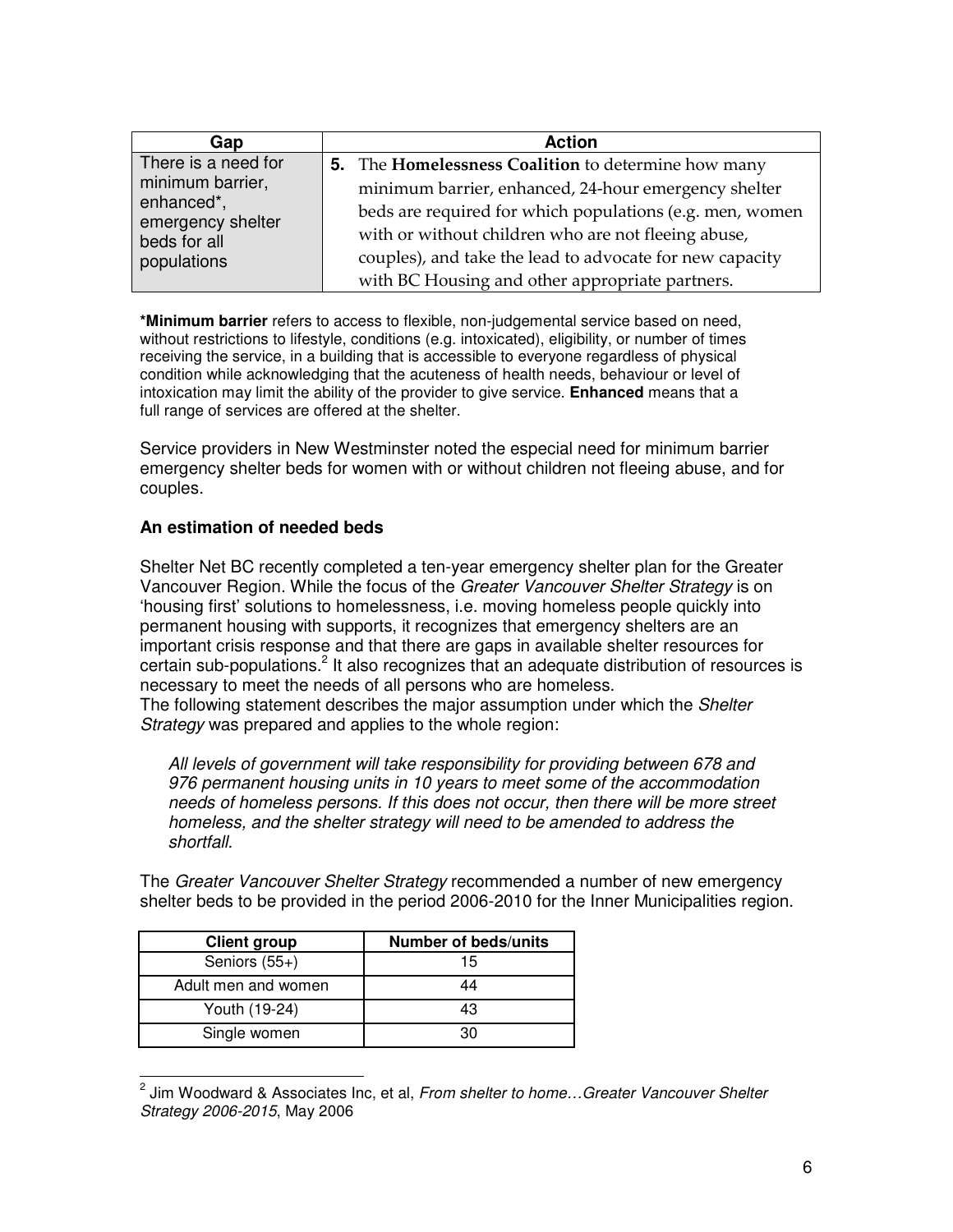| Gap | Action |
|---|---|
| There is a need for minimum barrier, enhanced*, emergency shelter beds for all populations | **5.** The **Homelessness Coalition** to determine how many minimum barrier, enhanced, 24-hour emergency shelter beds are required for which populations (e.g. men, women with or without children who are not fleeing abuse, couples), and take the lead to advocate for new capacity with BC Housing and other appropriate partners. |

***Minimum barrier** refers to access to flexible, non-judgemental service based on need, without restrictions to lifestyle, conditions (e.g. intoxicated), eligibility, or number of times receiving the service, in a building that is accessible to everyone regardless of physical condition while acknowledging that the acuteness of health needs, behaviour or level of intoxication may limit the ability of the provider to give service. **Enhanced** means that a full range of services are offered at the shelter.

Service providers in New Westminster noted the especial need for minimum barrier emergency shelter beds for women with or without children not fleeing abuse, and for couples.

### An estimation of needed beds

Shelter Net BC recently completed a ten-year emergency shelter plan for the Greater Vancouver Region. While the focus of the *Greater Vancouver Shelter Strategy* is on 'housing first' solutions to homelessness, i.e. moving homeless people quickly into permanent housing with supports, it recognizes that emergency shelters are an important crisis response and that there are gaps in available shelter resources for certain sub-populations.[2] It also recognizes that an adequate distribution of resources is necessary to meet the needs of all persons who are homeless.
The following statement describes the major assumption under which the *Shelter Strategy* was prepared and applies to the whole region:

> *All levels of government will take responsibility for providing between 678 and 976 permanent housing units in 10 years to meet some of the accommodation needs of homeless persons. If this does not occur, then there will be more street homeless, and the shelter strategy will need to be amended to address the shortfall.*

The *Greater Vancouver Shelter Strategy* recommended a number of new emergency shelter beds to be provided in the period 2006-2010 for the Inner Municipalities region.

| Client group | Number of beds/units |
|---|---|
| Seniors (55+) | 15 |
| Adult men and women | 44 |
| Youth (19-24) | 43 |
| Single women | 30 |

[2] Jim Woodward & Associates Inc, et al, *From shelter to home…Greater Vancouver Shelter Strategy 2006-2015*, May 2006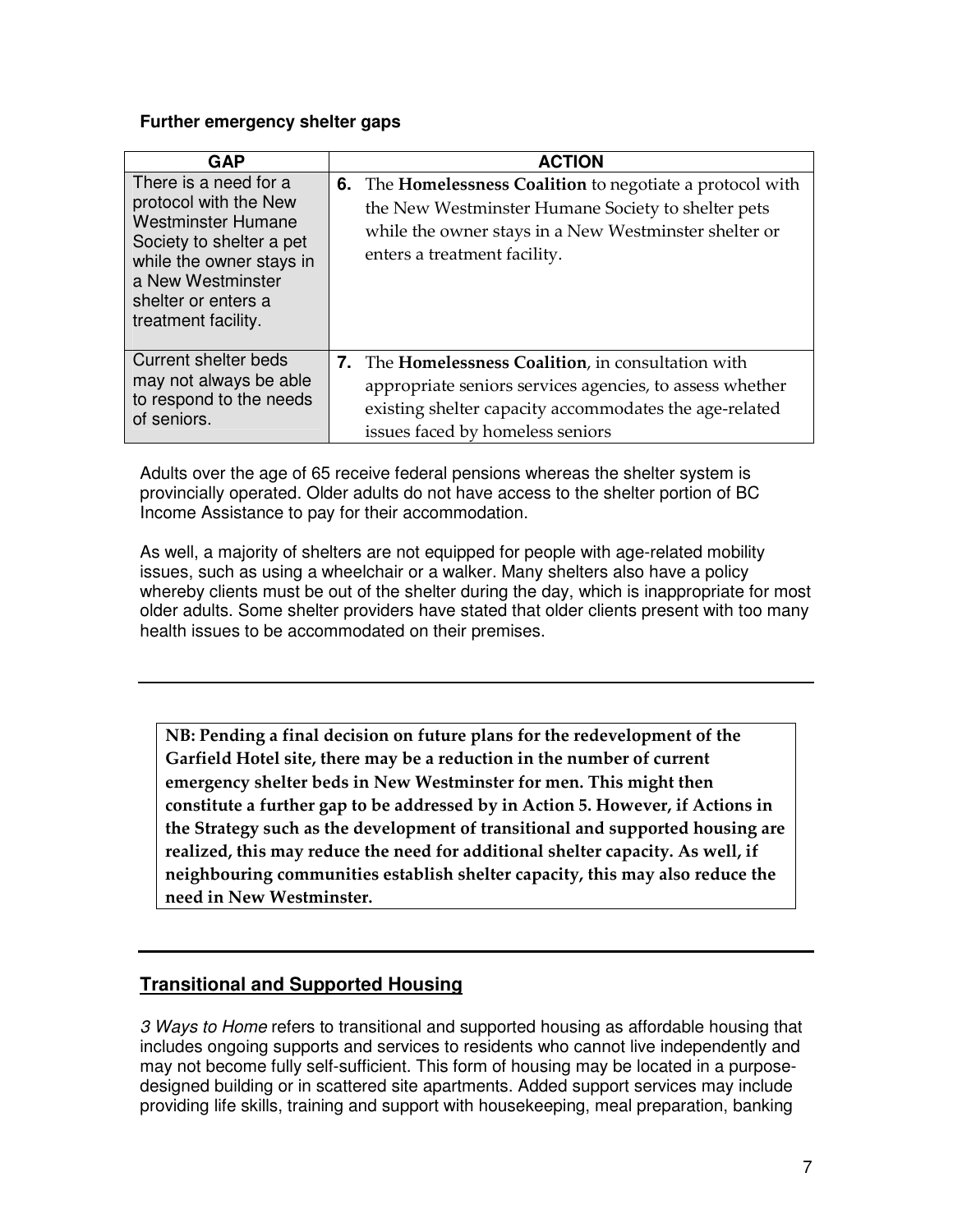**Further emergency shelter gaps**

| GAP | ACTION |
|---|---|
| There is a need for a protocol with the New Westminster Humane Society to shelter a pet while the owner stays in a New Westminster shelter or enters a treatment facility. | **6.** The **Homelessness Coalition** to negotiate a protocol with the New Westminster Humane Society to shelter pets while the owner stays in a New Westminster shelter or enters a treatment facility. |
| Current shelter beds may not always be able to respond to the needs of seniors. | **7.** The **Homelessness Coalition**, in consultation with appropriate seniors services agencies, to assess whether existing shelter capacity accommodates the age-related issues faced by homeless seniors |

Adults over the age of 65 receive federal pensions whereas the shelter system is provincially operated. Older adults do not have access to the shelter portion of BC Income Assistance to pay for their accommodation.

As well, a majority of shelters are not equipped for people with age-related mobility issues, such as using a wheelchair or a walker. Many shelters also have a policy whereby clients must be out of the shelter during the day, which is inappropriate for most older adults. Some shelter providers have stated that older clients present with too many health issues to be accommodated on their premises.

---

**NB: Pending a final decision on future plans for the redevelopment of the Garfield Hotel site, there may be a reduction in the number of current emergency shelter beds in New Westminster for men. This might then constitute a further gap to be addressed by in Action 5. However, if Actions in the Strategy such as the development of transitional and supported housing are realized, this may reduce the need for additional shelter capacity. As well, if neighbouring communities establish shelter capacity, this may also reduce the need in New Westminster.**

---

## Transitional and Supported Housing

*3 Ways to Home* refers to transitional and supported housing as affordable housing that includes ongoing supports and services to residents who cannot live independently and may not become fully self-sufficient. This form of housing may be located in a purpose-designed building or in scattered site apartments. Added support services may include providing life skills, training and support with housekeeping, meal preparation, banking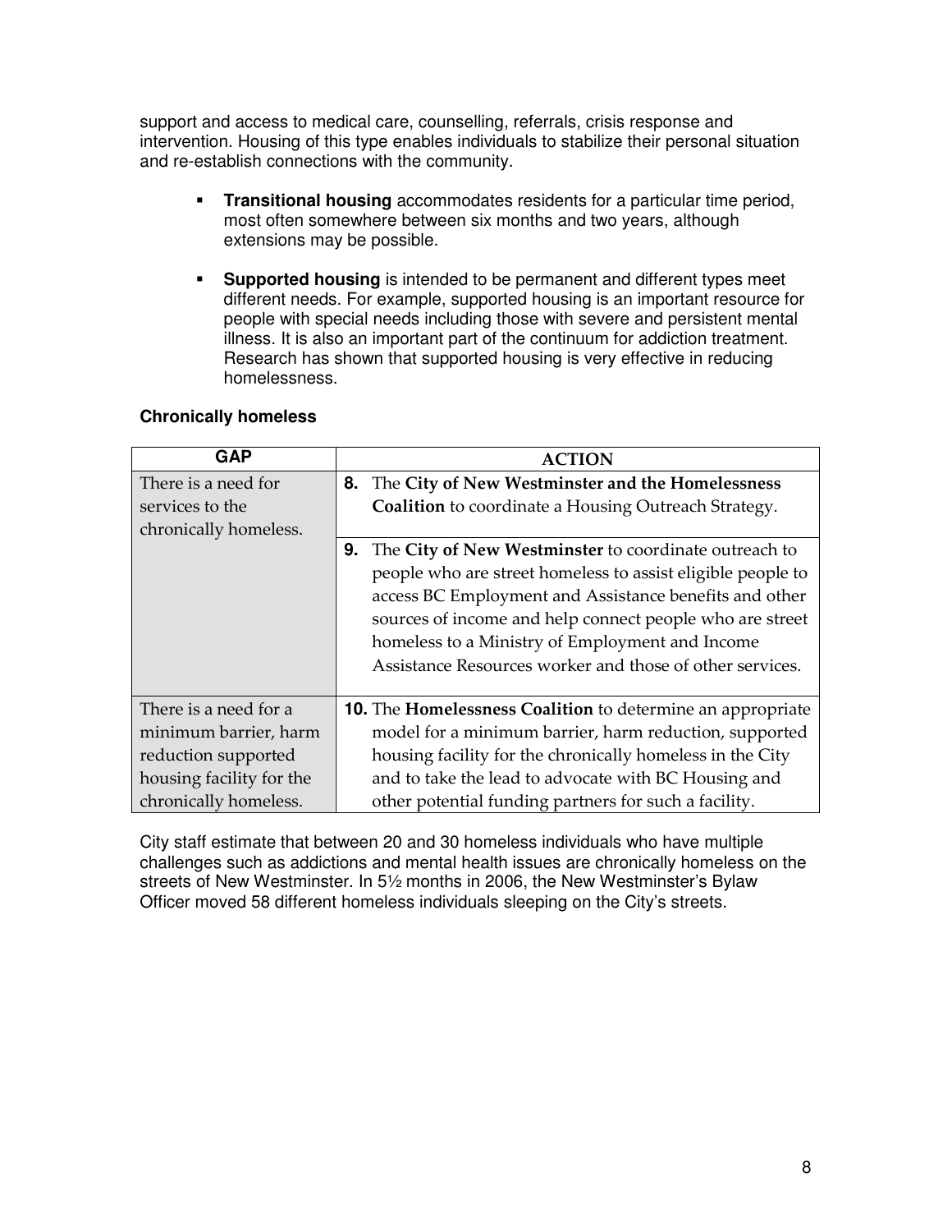support and access to medical care, counselling, referrals, crisis response and intervention. Housing of this type enables individuals to stabilize their personal situation and re-establish connections with the community.

- **Transitional housing** accommodates residents for a particular time period, most often somewhere between six months and two years, although extensions may be possible.
- **Supported housing** is intended to be permanent and different types meet different needs. For example, supported housing is an important resource for people with special needs including those with severe and persistent mental illness. It is also an important part of the continuum for addiction treatment. Research has shown that supported housing is very effective in reducing homelessness.

**Chronically homeless**

| GAP | ACTION |
|---|---|
| There is a need for services to the chronically homeless. | **8.** The **City of New Westminster and the Homelessness Coalition** to coordinate a Housing Outreach Strategy. |
| | **9.** The **City of New Westminster** to coordinate outreach to people who are street homeless to assist eligible people to access BC Employment and Assistance benefits and other sources of income and help connect people who are street homeless to a Ministry of Employment and Income Assistance Resources worker and those of other services. |
| There is a need for a minimum barrier, harm reduction supported housing facility for the chronically homeless. | **10.** The **Homelessness Coalition** to determine an appropriate model for a minimum barrier, harm reduction, supported housing facility for the chronically homeless in the City and to take the lead to advocate with BC Housing and other potential funding partners for such a facility. |

City staff estimate that between 20 and 30 homeless individuals who have multiple challenges such as addictions and mental health issues are chronically homeless on the streets of New Westminster. In 5½ months in 2006, the New Westminster's Bylaw Officer moved 58 different homeless individuals sleeping on the City's streets.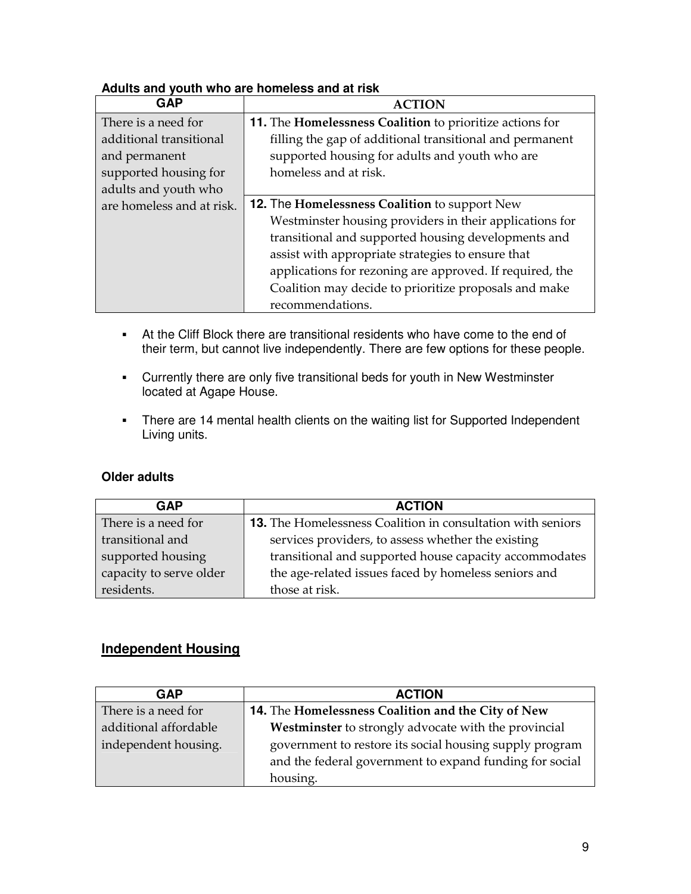**Adults and youth who are homeless and at risk**

| GAP | ACTION |
|---|---|
| There is a need for additional transitional and permanent supported housing for adults and youth who are homeless and at risk. | **11.** The **Homelessness Coalition** to prioritize actions for filling the gap of additional transitional and permanent supported housing for adults and youth who are homeless and at risk. |
| | **12.** The **Homelessness Coalition** to support New Westminster housing providers in their applications for transitional and supported housing developments and assist with appropriate strategies to ensure that applications for rezoning are approved. If required, the Coalition may decide to prioritize proposals and make recommendations. |

- At the Cliff Block there are transitional residents who have come to the end of their term, but cannot live independently. There are few options for these people.
- Currently there are only five transitional beds for youth in New Westminster located at Agape House.
- There are 14 mental health clients on the waiting list for Supported Independent Living units.

**Older adults**

| GAP | ACTION |
|---|---|
| There is a need for transitional and supported housing capacity to serve older residents. | **13.** The Homelessness Coalition in consultation with seniors services providers, to assess whether the existing transitional and supported house capacity accommodates the age-related issues faced by homeless seniors and those at risk. |

## Independent Housing

| GAP | ACTION |
|---|---|
| There is a need for additional affordable independent housing. | **14.** The **Homelessness Coalition and the City of New Westminster** to strongly advocate with the provincial government to restore its social housing supply program and the federal government to expand funding for social housing. |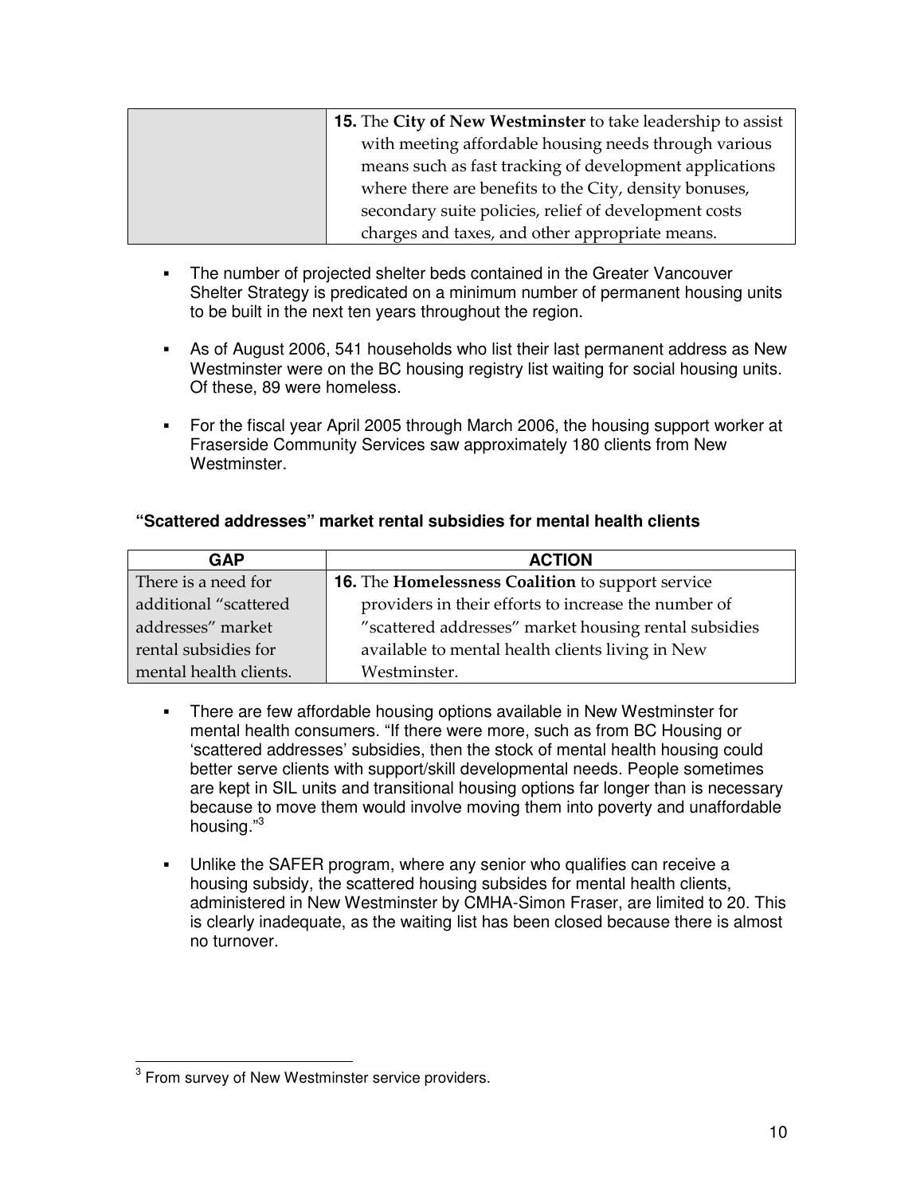| | |
|---|---|
| | **15.** The **City of New Westminster** to take leadership to assist with meeting affordable housing needs through various means such as fast tracking of development applications where there are benefits to the City, density bonuses, secondary suite policies, relief of development costs charges and taxes, and other appropriate means. |

- The number of projected shelter beds contained in the Greater Vancouver Shelter Strategy is predicated on a minimum number of permanent housing units to be built in the next ten years throughout the region.
- As of August 2006, 541 households who list their last permanent address as New Westminster were on the BC housing registry list waiting for social housing units. Of these, 89 were homeless.
- For the fiscal year April 2005 through March 2006, the housing support worker at Fraserside Community Services saw approximately 180 clients from New Westminster.

### "Scattered addresses" market rental subsidies for mental health clients

| GAP | ACTION |
|---|---|
| There is a need for additional "scattered addresses" market rental subsidies for mental health clients. | **16.** The **Homelessness Coalition** to support service providers in their efforts to increase the number of "scattered addresses" market housing rental subsidies available to mental health clients living in New Westminster. |

- There are few affordable housing options available in New Westminster for mental health consumers. "If there were more, such as from BC Housing or 'scattered addresses' subsidies, then the stock of mental health housing could better serve clients with support/skill developmental needs. People sometimes are kept in SIL units and transitional housing options far longer than is necessary because to move them would involve moving them into poverty and unaffordable housing."[3]
- Unlike the SAFER program, where any senior who qualifies can receive a housing subsidy, the scattered housing subsides for mental health clients, administered in New Westminster by CMHA-Simon Fraser, are limited to 20. This is clearly inadequate, as the waiting list has been closed because there is almost no turnover.

---

[3] From survey of New Westminster service providers.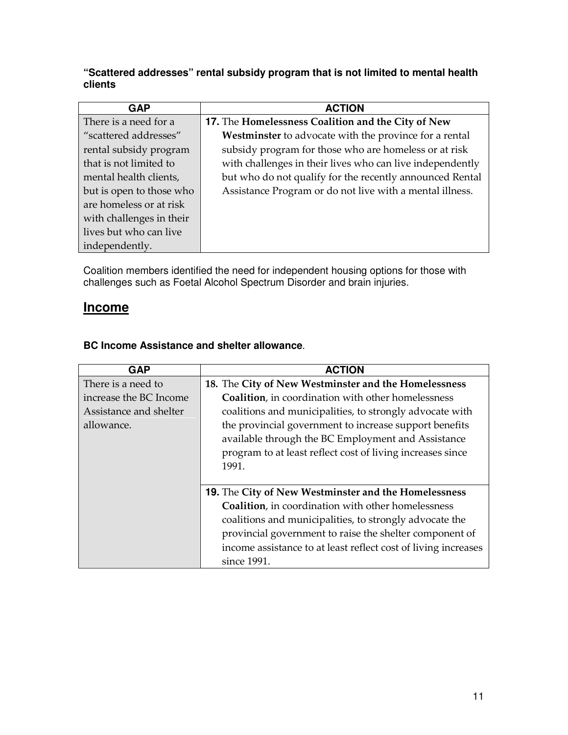**"Scattered addresses" rental subsidy program that is not limited to mental health clients**

| GAP | ACTION |
|---|---|
| There is a need for a "scattered addresses" rental subsidy program that is not limited to mental health clients, but is open to those who are homeless or at risk with challenges in their lives but who can live independently. | **17.** The **Homelessness Coalition and the City of New Westminster** to advocate with the province for a rental subsidy program for those who are homeless or at risk with challenges in their lives who can live independently but who do not qualify for the recently announced Rental Assistance Program or do not live with a mental illness. |

Coalition members identified the need for independent housing options for those with challenges such as Foetal Alcohol Spectrum Disorder and brain injuries.

## Income

**BC Income Assistance and shelter allowance**.

| GAP | ACTION |
|---|---|
| There is a need to increase the BC Income Assistance and shelter allowance. | **18.** The **City of New Westminster and the Homelessness Coalition**, in coordination with other homelessness coalitions and municipalities, to strongly advocate with the provincial government to increase support benefits available through the BC Employment and Assistance program to at least reflect cost of living increases since 1991. |
| | **19.** The **City of New Westminster and the Homelessness Coalition**, in coordination with other homelessness coalitions and municipalities, to strongly advocate the provincial government to raise the shelter component of income assistance to at least reflect cost of living increases since 1991. |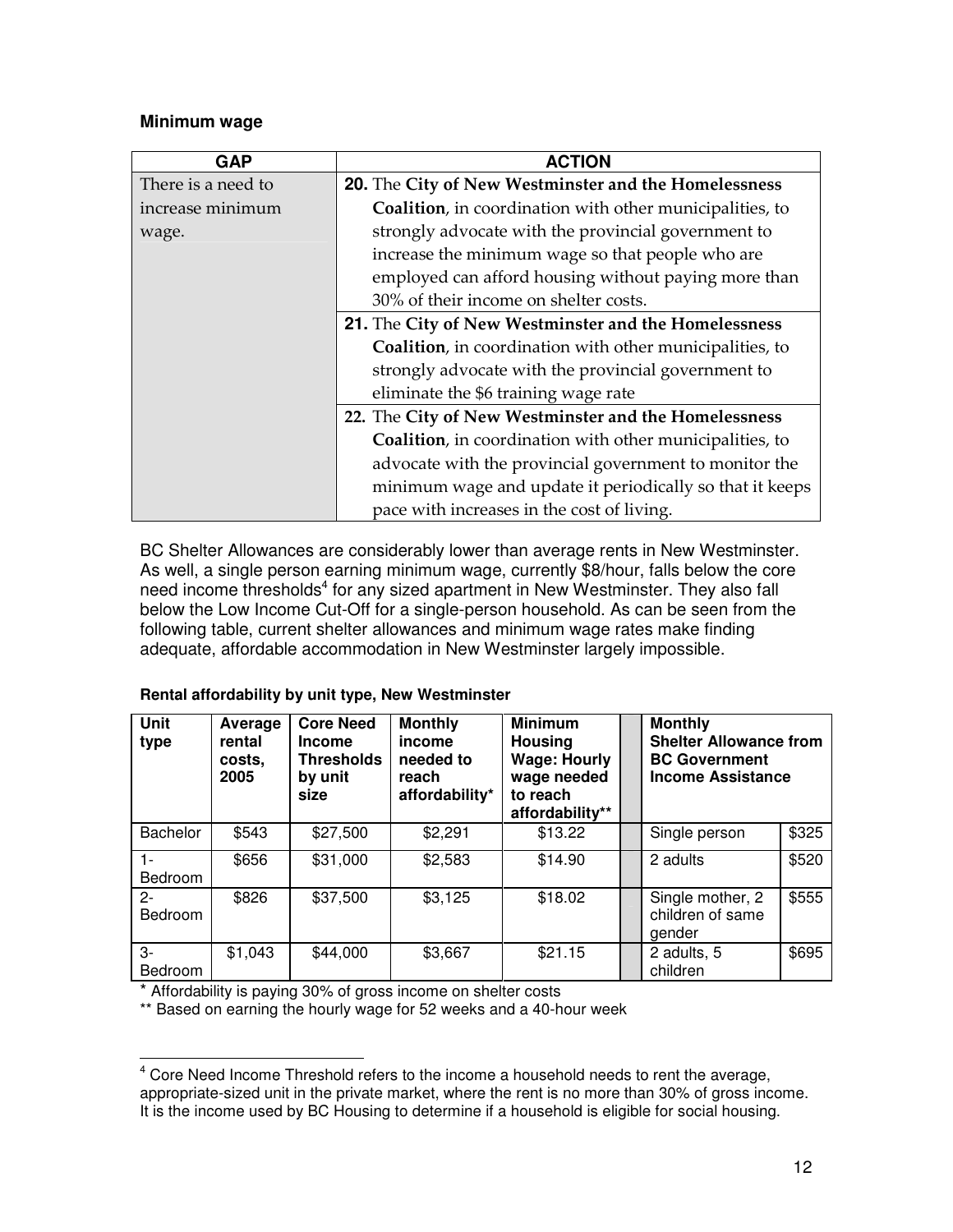**Minimum wage**

| GAP | ACTION |
| --- | --- |
| There is a need to increase minimum wage. | **20.** The **City of New Westminster and the Homelessness Coalition**, in coordination with other municipalities, to strongly advocate with the provincial government to increase the minimum wage so that people who are employed can afford housing without paying more than 30% of their income on shelter costs. |
| | **21.** The **City of New Westminster and the Homelessness Coalition**, in coordination with other municipalities, to strongly advocate with the provincial government to eliminate the $6 training wage rate |
| | **22.** The **City of New Westminster and the Homelessness Coalition**, in coordination with other municipalities, to advocate with the provincial government to monitor the minimum wage and update it periodically so that it keeps pace with increases in the cost of living. |

BC Shelter Allowances are considerably lower than average rents in New Westminster. As well, a single person earning minimum wage, currently $8/hour, falls below the core need income thresholds[4] for any sized apartment in New Westminster. They also fall below the Low Income Cut-Off for a single-person household. As can be seen from the following table, current shelter allowances and minimum wage rates make finding adequate, affordable accommodation in New Westminster largely impossible.

**Rental affordability by unit type, New Westminster**

| Unit type | Average rental costs, 2005 | Core Need Income Thresholds by unit size | Monthly income needed to reach affordability* | Minimum Housing Wage: Hourly wage needed to reach affordability** | | Monthly Shelter Allowance from BC Government Income Assistance | |
| --- | --- | --- | --- | --- | --- | --- | --- |
| Bachelor | $543 | $27,500 | $2,291 | $13.22 | | Single person | $325 |
| 1-Bedroom | $656 | $31,000 | $2,583 | $14.90 | | 2 adults | $520 |
| 2-Bedroom | $826 | $37,500 | $3,125 | $18.02 | | Single mother, 2 children of same gender | $555 |
| 3-Bedroom | $1,043 | $44,000 | $3,667 | $21.15 | | 2 adults, 5 children | $695 |

\* Affordability is paying 30% of gross income on shelter costs

** Based on earning the hourly wage for 52 weeks and a 40-hour week

[4] Core Need Income Threshold refers to the income a household needs to rent the average, appropriate-sized unit in the private market, where the rent is no more than 30% of gross income. It is the income used by BC Housing to determine if a household is eligible for social housing.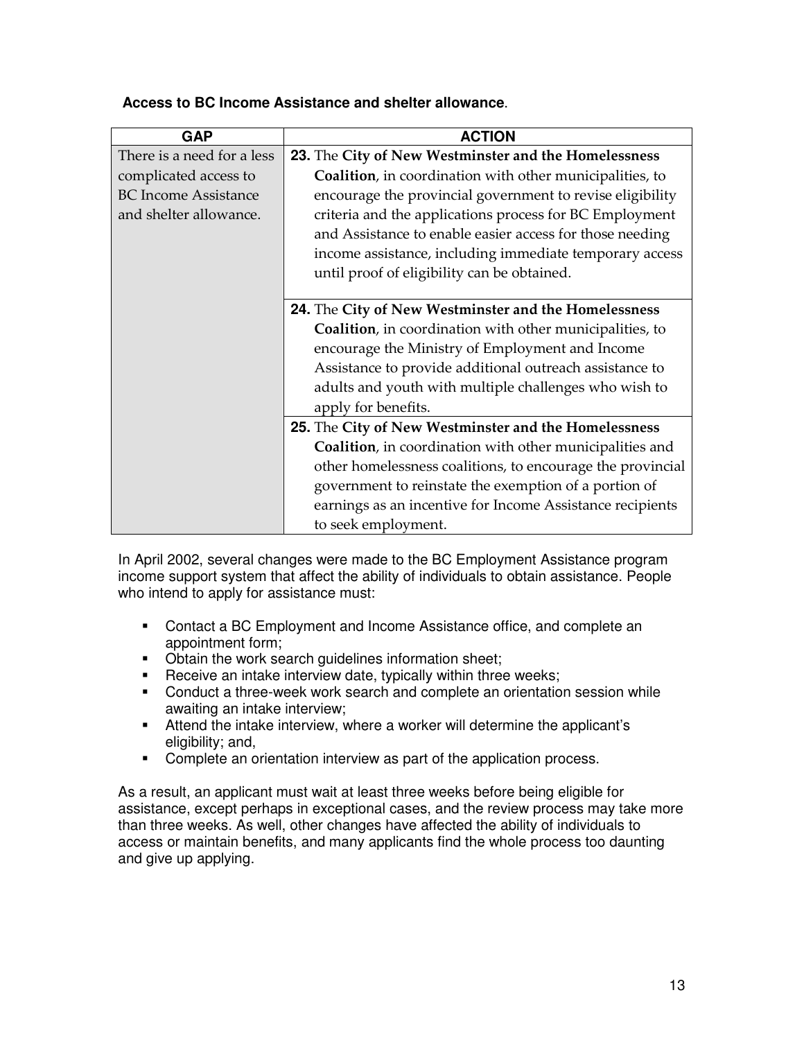**Access to BC Income Assistance and shelter allowance**.

| GAP | ACTION |
|---|---|
| There is a need for a less complicated access to BC Income Assistance and shelter allowance. | **23.** The **City of New Westminster and the Homelessness Coalition**, in coordination with other municipalities, to encourage the provincial government to revise eligibility criteria and the applications process for BC Employment and Assistance to enable easier access for those needing income assistance, including immediate temporary access until proof of eligibility can be obtained. |
| | **24.** The **City of New Westminster and the Homelessness Coalition**, in coordination with other municipalities, to encourage the Ministry of Employment and Income Assistance to provide additional outreach assistance to adults and youth with multiple challenges who wish to apply for benefits. |
| | **25.** The **City of New Westminster and the Homelessness Coalition**, in coordination with other municipalities and other homelessness coalitions, to encourage the provincial government to reinstate the exemption of a portion of earnings as an incentive for Income Assistance recipients to seek employment. |

In April 2002, several changes were made to the BC Employment Assistance program income support system that affect the ability of individuals to obtain assistance. People who intend to apply for assistance must:

- Contact a BC Employment and Income Assistance office, and complete an appointment form;
- Obtain the work search guidelines information sheet;
- Receive an intake interview date, typically within three weeks;
- Conduct a three-week work search and complete an orientation session while awaiting an intake interview;
- Attend the intake interview, where a worker will determine the applicant's eligibility; and,
- Complete an orientation interview as part of the application process.

As a result, an applicant must wait at least three weeks before being eligible for assistance, except perhaps in exceptional cases, and the review process may take more than three weeks. As well, other changes have affected the ability of individuals to access or maintain benefits, and many applicants find the whole process too daunting and give up applying.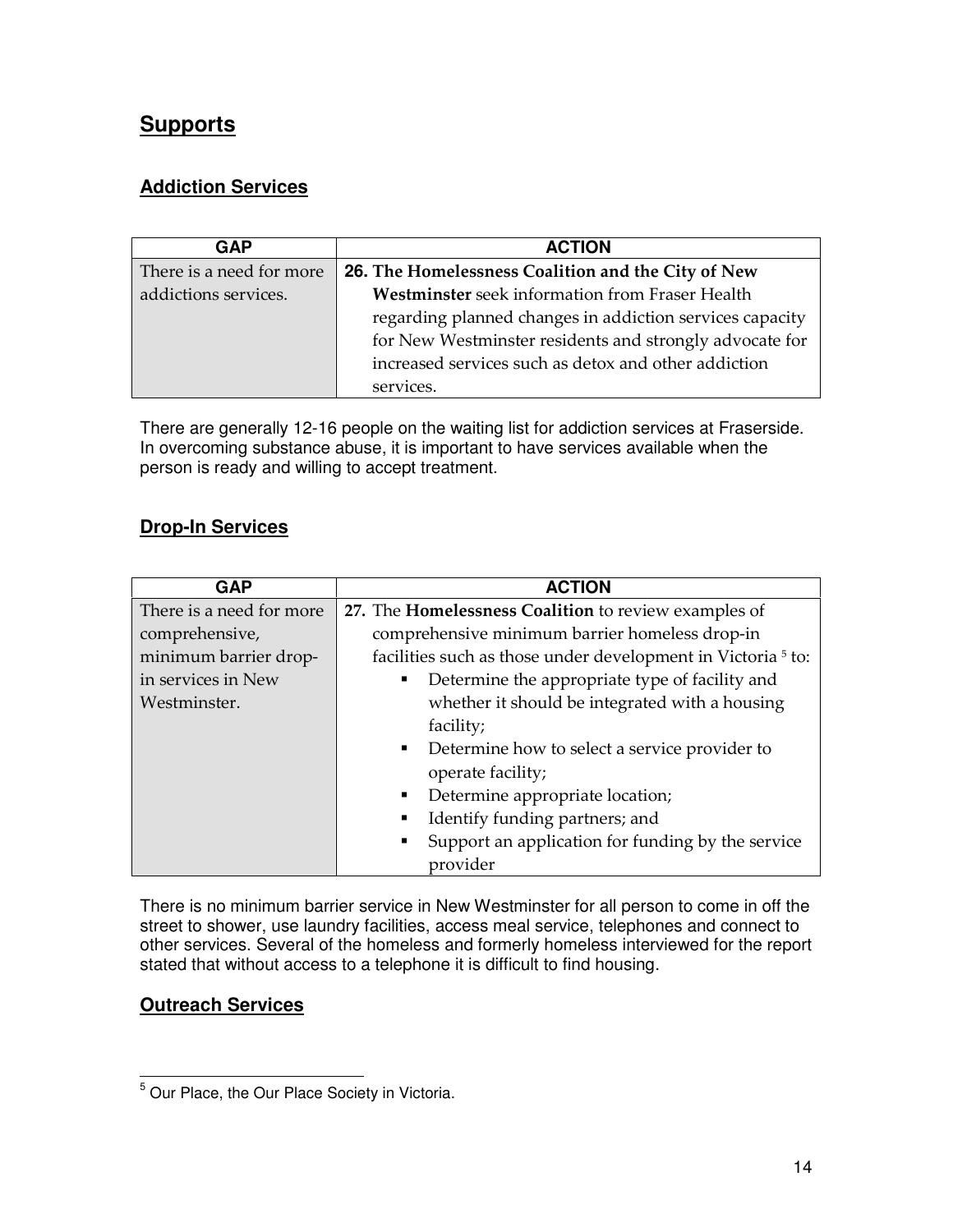## Supports

### Addiction Services

| GAP | ACTION |
|---|---|
| There is a need for more addictions services. | **26. The Homelessness Coalition and the City of New Westminster** seek information from Fraser Health regarding planned changes in addiction services capacity for New Westminster residents and strongly advocate for increased services such as detox and other addiction services. |

There are generally 12-16 people on the waiting list for addiction services at Fraserside. In overcoming substance abuse, it is important to have services available when the person is ready and willing to accept treatment.

### Drop-In Services

| GAP | ACTION |
|---|---|
| There is a need for more comprehensive, minimum barrier drop-in services in New Westminster. | **27.** The **Homelessness Coalition** to review examples of comprehensive minimum barrier homeless drop-in facilities such as those under development in Victoria [5] to:<br>▪ Determine the appropriate type of facility and whether it should be integrated with a housing facility;<br>▪ Determine how to select a service provider to operate facility;<br>▪ Determine appropriate location;<br>▪ Identify funding partners; and<br>▪ Support an application for funding by the service provider |

There is no minimum barrier service in New Westminster for all person to come in off the street to shower, use laundry facilities, access meal service, telephones and connect to other services. Several of the homeless and formerly homeless interviewed for the report stated that without access to a telephone it is difficult to find housing.

### Outreach Services

[5] Our Place, the Our Place Society in Victoria.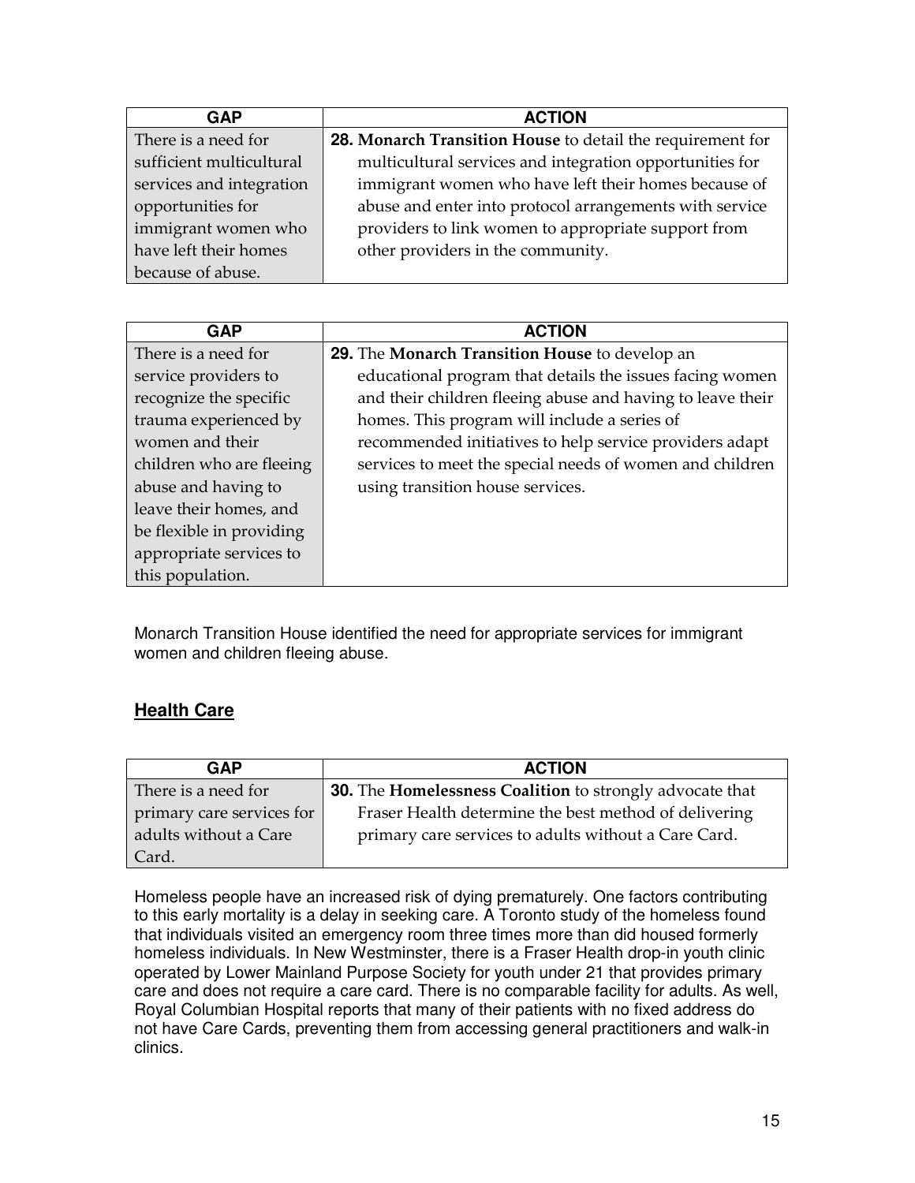| GAP | ACTION |
| --- | --- |
| There is a need for sufficient multicultural services and integration opportunities for immigrant women who have left their homes because of abuse. | **28. Monarch Transition House** to detail the requirement for multicultural services and integration opportunities for immigrant women who have left their homes because of abuse and enter into protocol arrangements with service providers to link women to appropriate support from other providers in the community. |

| GAP | ACTION |
| --- | --- |
| There is a need for service providers to recognize the specific trauma experienced by women and their children who are fleeing abuse and having to leave their homes, and be flexible in providing appropriate services to this population. | **29.** The **Monarch Transition House** to develop an educational program that details the issues facing women and their children fleeing abuse and having to leave their homes. This program will include a series of recommended initiatives to help service providers adapt services to meet the special needs of women and children using transition house services. |

Monarch Transition House identified the need for appropriate services for immigrant women and children fleeing abuse.

## Health Care

| GAP | ACTION |
| --- | --- |
| There is a need for primary care services for adults without a Care Card. | **30.** The **Homelessness Coalition** to strongly advocate that Fraser Health determine the best method of delivering primary care services to adults without a Care Card. |

Homeless people have an increased risk of dying prematurely. One factors contributing to this early mortality is a delay in seeking care. A Toronto study of the homeless found that individuals visited an emergency room three times more than did housed formerly homeless individuals. In New Westminster, there is a Fraser Health drop-in youth clinic operated by Lower Mainland Purpose Society for youth under 21 that provides primary care and does not require a care card. There is no comparable facility for adults. As well, Royal Columbian Hospital reports that many of their patients with no fixed address do not have Care Cards, preventing them from accessing general practitioners and walk-in clinics.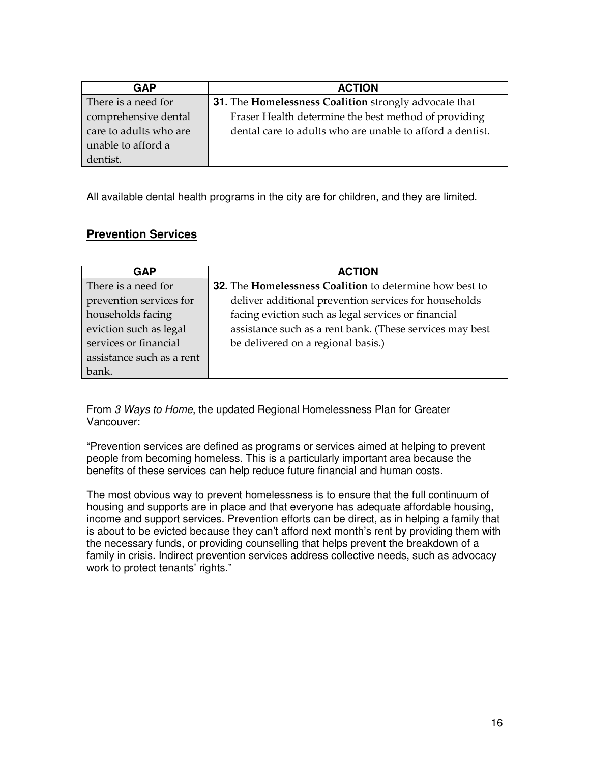| GAP | ACTION |
|---|---|
| There is a need for comprehensive dental care to adults who are unable to afford a dentist. | **31.** The **Homelessness Coalition** strongly advocate that Fraser Health determine the best method of providing dental care to adults who are unable to afford a dentist. |

All available dental health programs in the city are for children, and they are limited.

## Prevention Services

| GAP | ACTION |
|---|---|
| There is a need for prevention services for households facing eviction such as legal services or financial assistance such as a rent bank. | **32.** The **Homelessness Coalition** to determine how best to deliver additional prevention services for households facing eviction such as legal services or financial assistance such as a rent bank. (These services may best be delivered on a regional basis.) |

From *3 Ways to Home*, the updated Regional Homelessness Plan for Greater Vancouver:

"Prevention services are defined as programs or services aimed at helping to prevent people from becoming homeless. This is a particularly important area because the benefits of these services can help reduce future financial and human costs.

The most obvious way to prevent homelessness is to ensure that the full continuum of housing and supports are in place and that everyone has adequate affordable housing, income and support services. Prevention efforts can be direct, as in helping a family that is about to be evicted because they can't afford next month's rent by providing them with the necessary funds, or providing counselling that helps prevent the breakdown of a family in crisis. Indirect prevention services address collective needs, such as advocacy work to protect tenants' rights."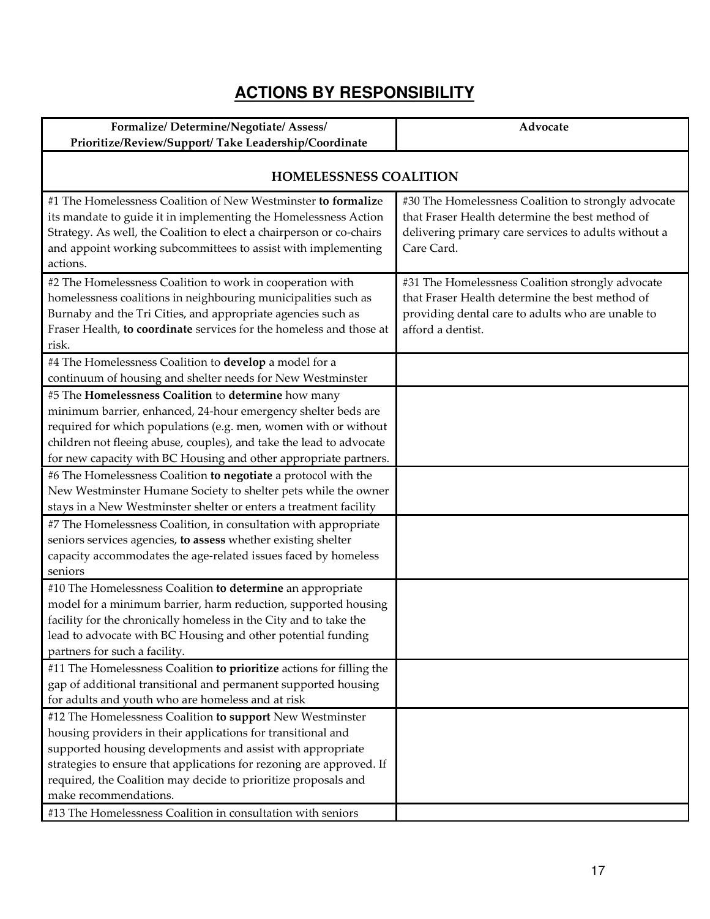# ACTIONS BY RESPONSIBILITY

| Formalize/ Determine/Negotiate/ Assess/ Prioritize/Review/Support/ Take Leadership/Coordinate | Advocate |
|---|---|
| **HOMELESSNESS COALITION** | |
| #1 The Homelessness Coalition of New Westminster **to formaliz**e its mandate to guide it in implementing the Homelessness Action Strategy. As well, the Coalition to elect a chairperson or co-chairs and appoint working subcommittees to assist with implementing actions. | #30 The Homelessness Coalition to strongly advocate that Fraser Health determine the best method of delivering primary care services to adults without a Care Card. |
| #2 The Homelessness Coalition to work in cooperation with homelessness coalitions in neighbouring municipalities such as Burnaby and the Tri Cities, and appropriate agencies such as Fraser Health, **to coordinate** services for the homeless and those at risk. | #31 The Homelessness Coalition strongly advocate that Fraser Health determine the best method of providing dental care to adults who are unable to afford a dentist. |
| #4 The Homelessness Coalition to **develop** a model for a continuum of housing and shelter needs for New Westminster | |
| #5 The **Homelessness Coalition** to **determine** how many minimum barrier, enhanced, 24-hour emergency shelter beds are required for which populations (e.g. men, women with or without children not fleeing abuse, couples), and take the lead to advocate for new capacity with BC Housing and other appropriate partners. | |
| #6 The Homelessness Coalition **to negotiate** a protocol with the New Westminster Humane Society to shelter pets while the owner stays in a New Westminster shelter or enters a treatment facility | |
| #7 The Homelessness Coalition, in consultation with appropriate seniors services agencies, **to assess** whether existing shelter capacity accommodates the age-related issues faced by homeless seniors | |
| #10 The Homelessness Coalition **to determine** an appropriate model for a minimum barrier, harm reduction, supported housing facility for the chronically homeless in the City and to take the lead to advocate with BC Housing and other potential funding partners for such a facility. | |
| #11 The Homelessness Coalition **to prioritize** actions for filling the gap of additional transitional and permanent supported housing for adults and youth who are homeless and at risk | |
| #12 The Homelessness Coalition **to support** New Westminster housing providers in their applications for transitional and supported housing developments and assist with appropriate strategies to ensure that applications for rezoning are approved. If required, the Coalition may decide to prioritize proposals and make recommendations. | |
| #13 The Homelessness Coalition in consultation with seniors | |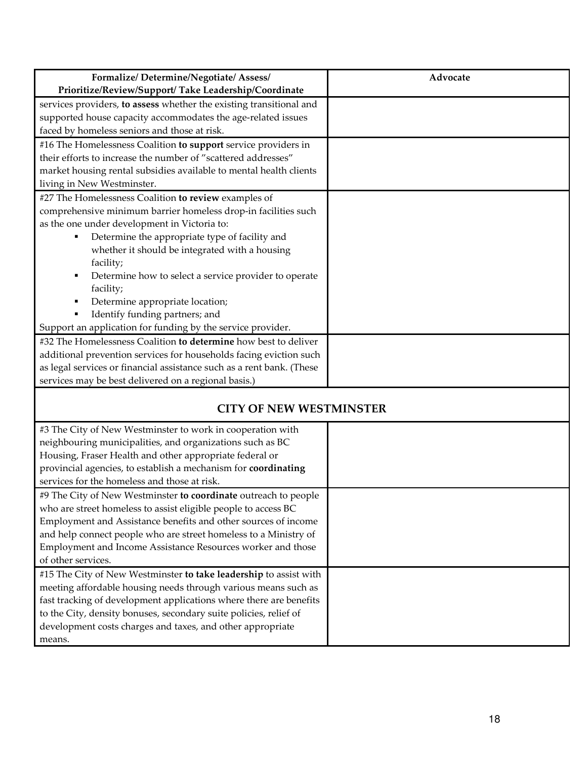| Formalize/ Determine/Negotiate/ Assess/ Prioritize/Review/Support/ Take Leadership/Coordinate | Advocate |
|---|---|
| services providers, **to assess** whether the existing transitional and supported house capacity accommodates the age-related issues faced by homeless seniors and those at risk. | |
| #16 The Homelessness Coalition **to support** service providers in their efforts to increase the number of "scattered addresses" market housing rental subsidies available to mental health clients living in New Westminster. | |
| #27 The Homelessness Coalition **to review** examples of comprehensive minimum barrier homeless drop-in facilities such as the one under development in Victoria to:<br>▪ Determine the appropriate type of facility and whether it should be integrated with a housing facility;<br>▪ Determine how to select a service provider to operate facility;<br>▪ Determine appropriate location;<br>▪ Identify funding partners; and<br>Support an application for funding by the service provider. | |
| #32 The Homelessness Coalition **to determine** how best to deliver additional prevention services for households facing eviction such as legal services or financial assistance such as a rent bank. (These services may be best delivered on a regional basis.) | |
| **CITY OF NEW WESTMINSTER** | |
| #3 The City of New Westminster to work in cooperation with neighbouring municipalities, and organizations such as BC Housing, Fraser Health and other appropriate federal or provincial agencies, to establish a mechanism for **coordinating** services for the homeless and those at risk. | |
| #9 The City of New Westminster **to coordinate** outreach to people who are street homeless to assist eligible people to access BC Employment and Assistance benefits and other sources of income and help connect people who are street homeless to a Ministry of Employment and Income Assistance Resources worker and those of other services. | |
| #15 The City of New Westminster **to take leadership** to assist with meeting affordable housing needs through various means such as fast tracking of development applications where there are benefits to the City, density bonuses, secondary suite policies, relief of development costs charges and taxes, and other appropriate means. | |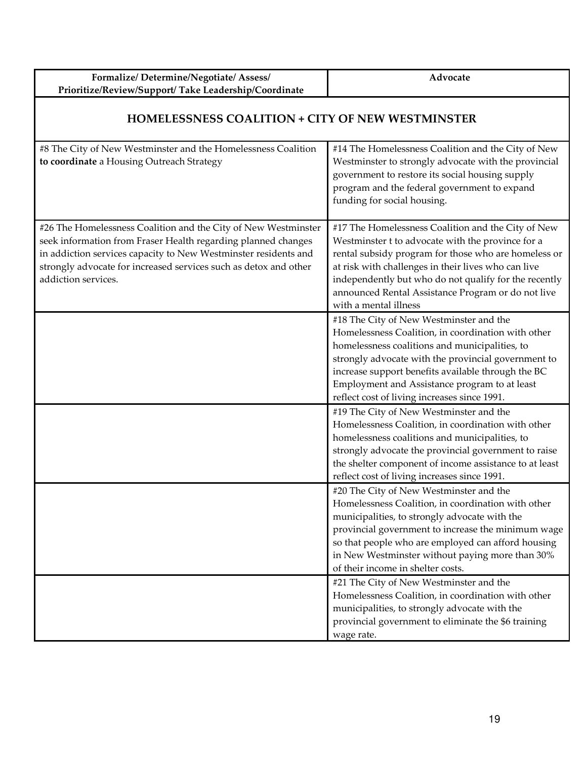| Formalize/ Determine/Negotiate/ Assess/ Prioritize/Review/Support/ Take Leadership/Coordinate | Advocate |
|---|---|
| **HOMELESSNESS COALITION + CITY OF NEW WESTMINSTER** | |
| #8 The City of New Westminster and the Homelessness Coalition **to coordinate** a Housing Outreach Strategy | #14 The Homelessness Coalition and the City of New Westminster to strongly advocate with the provincial government to restore its social housing supply program and the federal government to expand funding for social housing. |
| #26 The Homelessness Coalition and the City of New Westminster seek information from Fraser Health regarding planned changes in addiction services capacity to New Westminster residents and strongly advocate for increased services such as detox and other addiction services. | #17 The Homelessness Coalition and the City of New Westminster t to advocate with the province for a rental subsidy program for those who are homeless or at risk with challenges in their lives who can live independently but who do not qualify for the recently announced Rental Assistance Program or do not live with a mental illness |
| | #18 The City of New Westminster and the Homelessness Coalition, in coordination with other homelessness coalitions and municipalities, to strongly advocate with the provincial government to increase support benefits available through the BC Employment and Assistance program to at least reflect cost of living increases since 1991. |
| | #19 The City of New Westminster and the Homelessness Coalition, in coordination with other homelessness coalitions and municipalities, to strongly advocate the provincial government to raise the shelter component of income assistance to at least reflect cost of living increases since 1991. |
| | #20 The City of New Westminster and the Homelessness Coalition, in coordination with other municipalities, to strongly advocate with the provincial government to increase the minimum wage so that people who are employed can afford housing in New Westminster without paying more than 30% of their income in shelter costs. |
| | #21 The City of New Westminster and the Homelessness Coalition, in coordination with other municipalities, to strongly advocate with the provincial government to eliminate the $6 training wage rate. |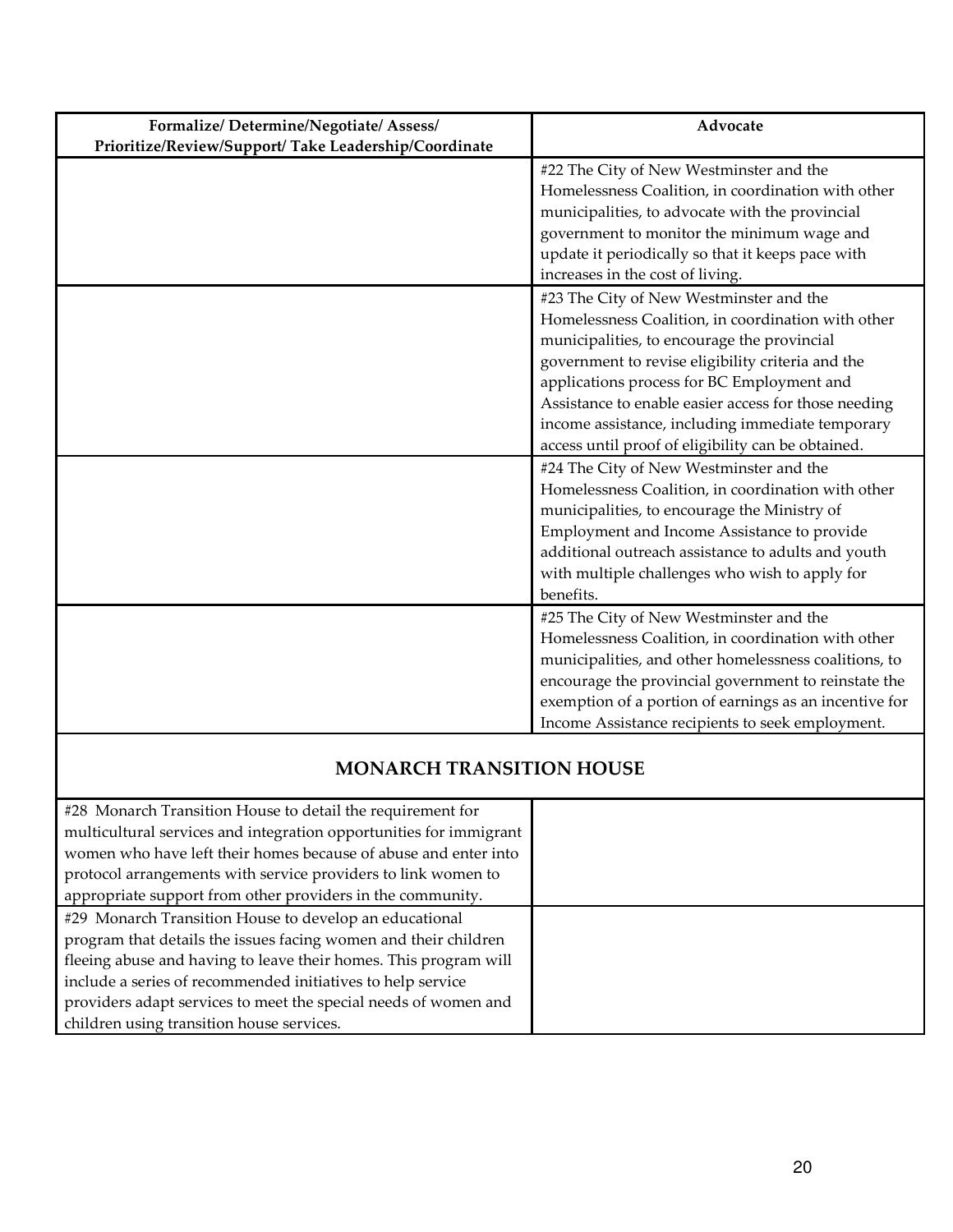| Formalize/ Determine/Negotiate/ Assess/ Prioritize/Review/Support/ Take Leadership/Coordinate | Advocate |
| --- | --- |
| | #22 The City of New Westminster and the Homelessness Coalition, in coordination with other municipalities, to advocate with the provincial government to monitor the minimum wage and update it periodically so that it keeps pace with increases in the cost of living. |
| | #23 The City of New Westminster and the Homelessness Coalition, in coordination with other municipalities, to encourage the provincial government to revise eligibility criteria and the applications process for BC Employment and Assistance to enable easier access for those needing income assistance, including immediate temporary access until proof of eligibility can be obtained. |
| | #24 The City of New Westminster and the Homelessness Coalition, in coordination with other municipalities, to encourage the Ministry of Employment and Income Assistance to provide additional outreach assistance to adults and youth with multiple challenges who wish to apply for benefits. |
| | #25 The City of New Westminster and the Homelessness Coalition, in coordination with other municipalities, and other homelessness coalitions, to encourage the provincial government to reinstate the exemption of a portion of earnings as an incentive for Income Assistance recipients to seek employment. |
| **MONARCH TRANSITION HOUSE** | |
| #28 Monarch Transition House to detail the requirement for multicultural services and integration opportunities for immigrant women who have left their homes because of abuse and enter into protocol arrangements with service providers to link women to appropriate support from other providers in the community. | |
| #29 Monarch Transition House to develop an educational program that details the issues facing women and their children fleeing abuse and having to leave their homes. This program will include a series of recommended initiatives to help service providers adapt services to meet the special needs of women and children using transition house services. | |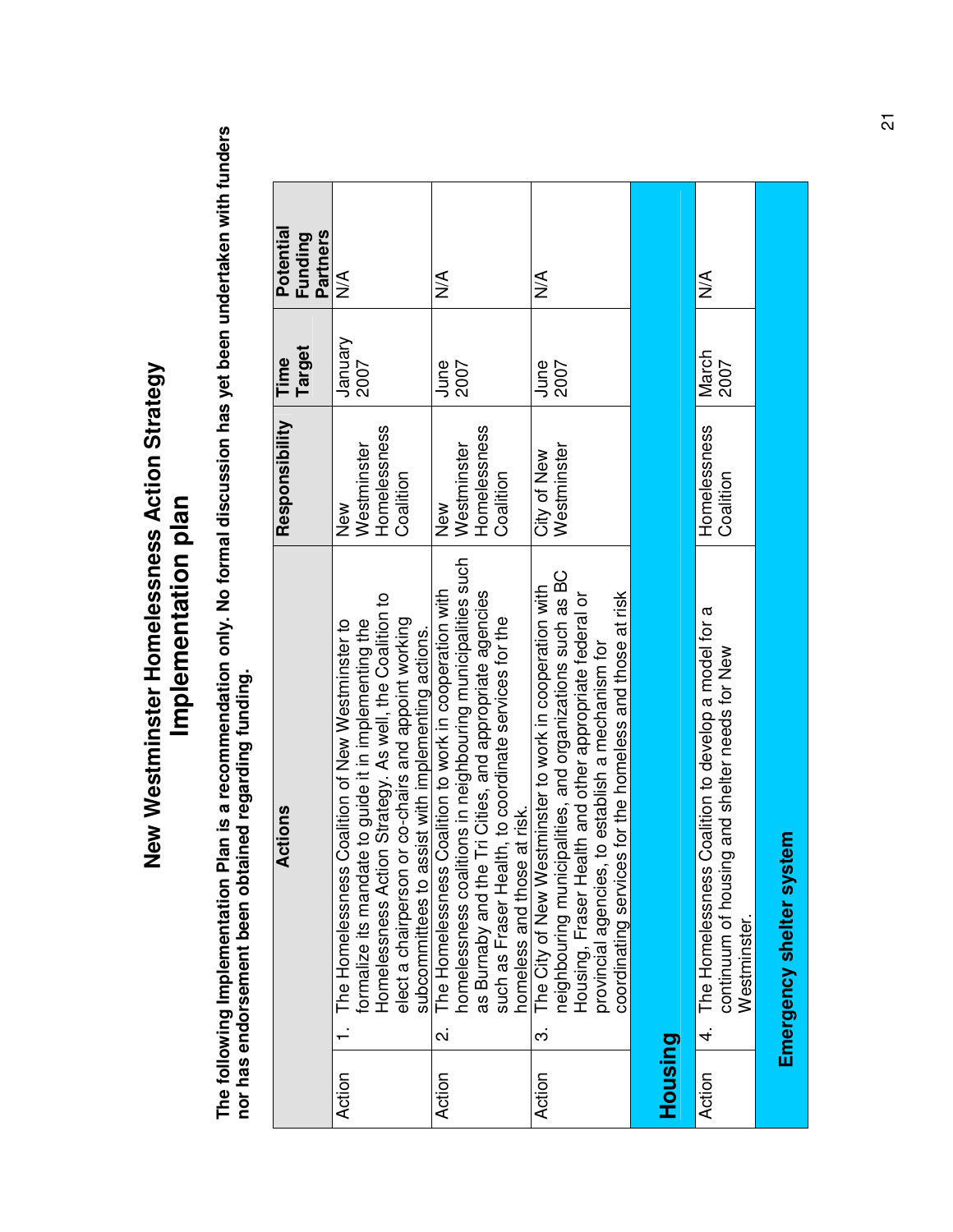# New Westminster Homelessness Action Strategy
# Implementation plan

**The following Implementation Plan is a recommendation only. No formal discussion has yet been undertaken with funders nor has endorsement been obtained regarding funding.**

| | Actions | Responsibility | Time Target | Potential Funding Partners |
|---|---|---|---|---|
| Action | 1. The Homelessness Coalition of New Westminster to formalize its mandate to guide it in implementing the Homelessness Action Strategy. As well, the Coalition to elect a chairperson or co-chairs and appoint working subcommittees to assist with implementing actions. | New Westminster Homelessness Coalition | January 2007 | N/A |
| Action | 2. The Homelessness Coalition to work in cooperation with homelessness coalitions in neighbouring municipalities such as Burnaby and the Tri Cities, and appropriate agencies such as Fraser Health, to coordinate services for the homeless and those at risk. | New Westminster Homelessness Coalition | June 2007 | N/A |
| Action | 3. The City of New Westminster to work in cooperation with neighbouring municipalities, and organizations such as BC Housing, Fraser Health and other appropriate federal or provincial agencies, to establish a mechanism for coordinating services for the homeless and those at risk | City of New Westminster | June 2007 | N/A |
| **Housing** | | | | |
| Action | 4. The Homelessness Coalition to develop a model for a continuum of housing and shelter needs for New Westminster. | Homelessness Coalition | March 2007 | N/A |
| **Emergency shelter system** | | | | |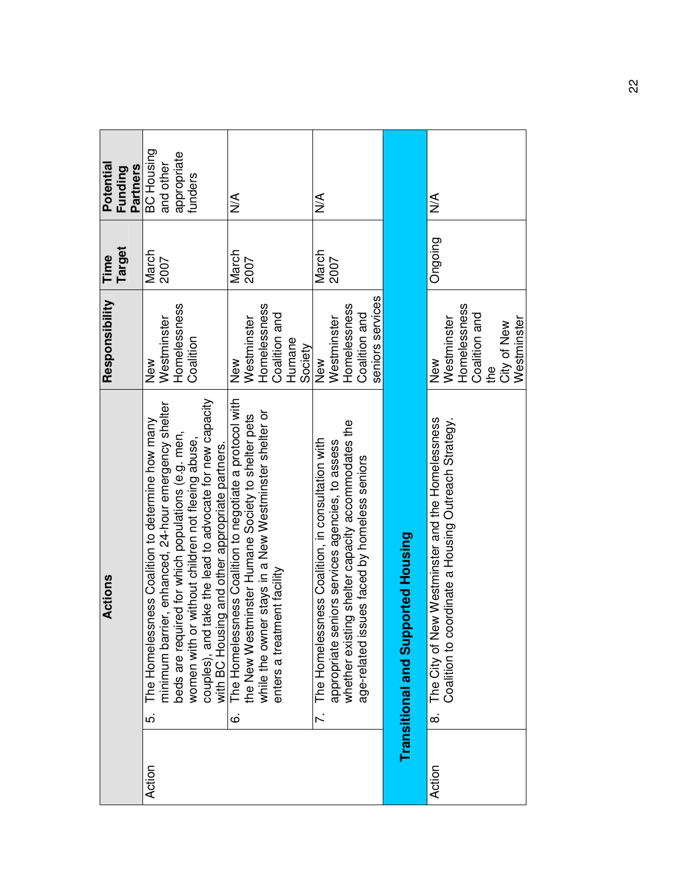| | Actions | Responsibility | Time Target | Potential Funding Partners |
|---|---|---|---|---|
| Action | 5. The Homelessness Coalition to determine how many minimum barrier, enhanced, 24-hour emergency shelter beds are required for which populations (e.g. men, women with or without children not fleeing abuse, couples), and take the lead to advocate for new capacity with BC Housing and other appropriate partners. | New Westminster Homelessness Coalition | March 2007 | BC Housing and other appropriate funders |
| | 6. The Homelessness Coalition to negotiate a protocol with the New Westminster Humane Society to shelter pets while the owner stays in a New Westminster shelter or enters a treatment facility | New Westminster Homelessness Coalition and Humane Society | March 2007 | N/A |
| | 7. The Homelessness Coalition, in consultation with appropriate seniors services agencies, to assess whether existing shelter capacity accommodates the age-related issues faced by homeless seniors | New Westminster Homelessness Coalition and seniors services | March 2007 | N/A |
| **Transitional and Supported Housing** | | | | |
| Action | 8. The City of New Westminster and the Homelessness Coalition to coordinate a Housing Outreach Strategy. | New Westminster Homelessness Coalition and the City of New Westminster | Ongoing | N/A |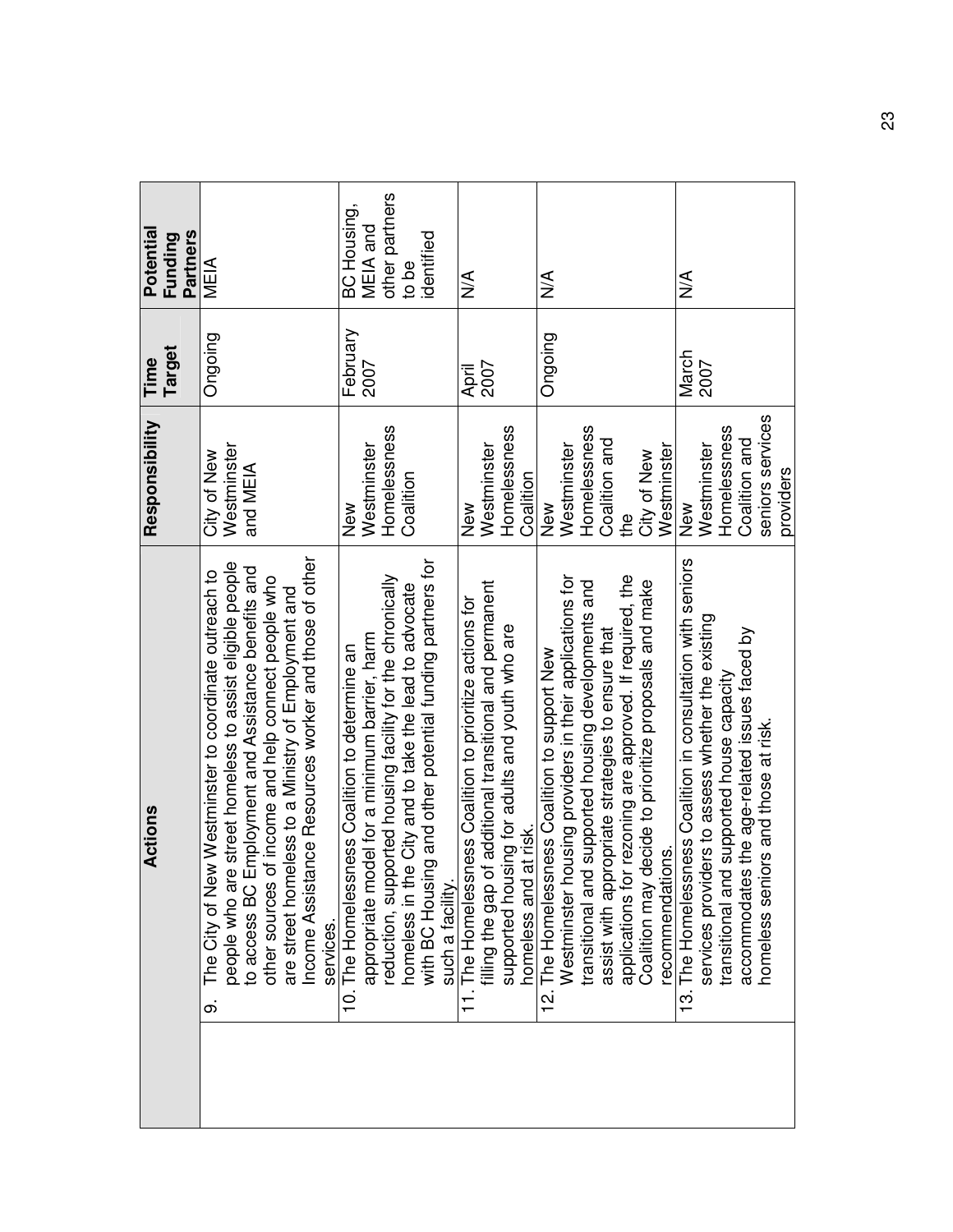| | Actions | Responsibility | Time Target | Potential Funding Partners |
|---|---|---|---|---|
| | 9. The City of New Westminster to coordinate outreach to people who are street homeless to assist eligible people to access BC Employment and Assistance benefits and other sources of income and help connect people who are street homeless to a Ministry of Employment and Income Assistance Resources worker and those of other services. | City of New Westminster and MEIA | Ongoing | MEIA |
| | 10. The Homelessness Coalition to determine an appropriate model for a minimum barrier, harm reduction, supported housing facility for the chronically homeless in the City and to take the lead to advocate with BC Housing and other potential funding partners for such a facility. | New Westminster Homelessness Coalition | February 2007 | BC Housing, MEIA and other partners to be identified |
| | 11. The Homelessness Coalition to prioritize actions for filling the gap of additional transitional and permanent supported housing for adults and youth who are homeless and at risk. | New Westminster Homelessness Coalition | April 2007 | N/A |
| | 12. The Homelessness Coalition to support New Westminster housing providers in their applications for transitional and supported housing developments and assist with appropriate strategies to ensure that applications for rezoning are approved. If required, the Coalition may decide to prioritize proposals and make recommendations. | New Westminster Homelessness Coalition and the City of New Westminster | Ongoing | N/A |
| | 13. The Homelessness Coalition in consultation with seniors services providers to assess whether the existing transitional and supported house capacity accommodates the age-related issues faced by homeless seniors and those at risk. | New Westminster Homelessness Coalition and seniors services providers | March 2007 | N/A |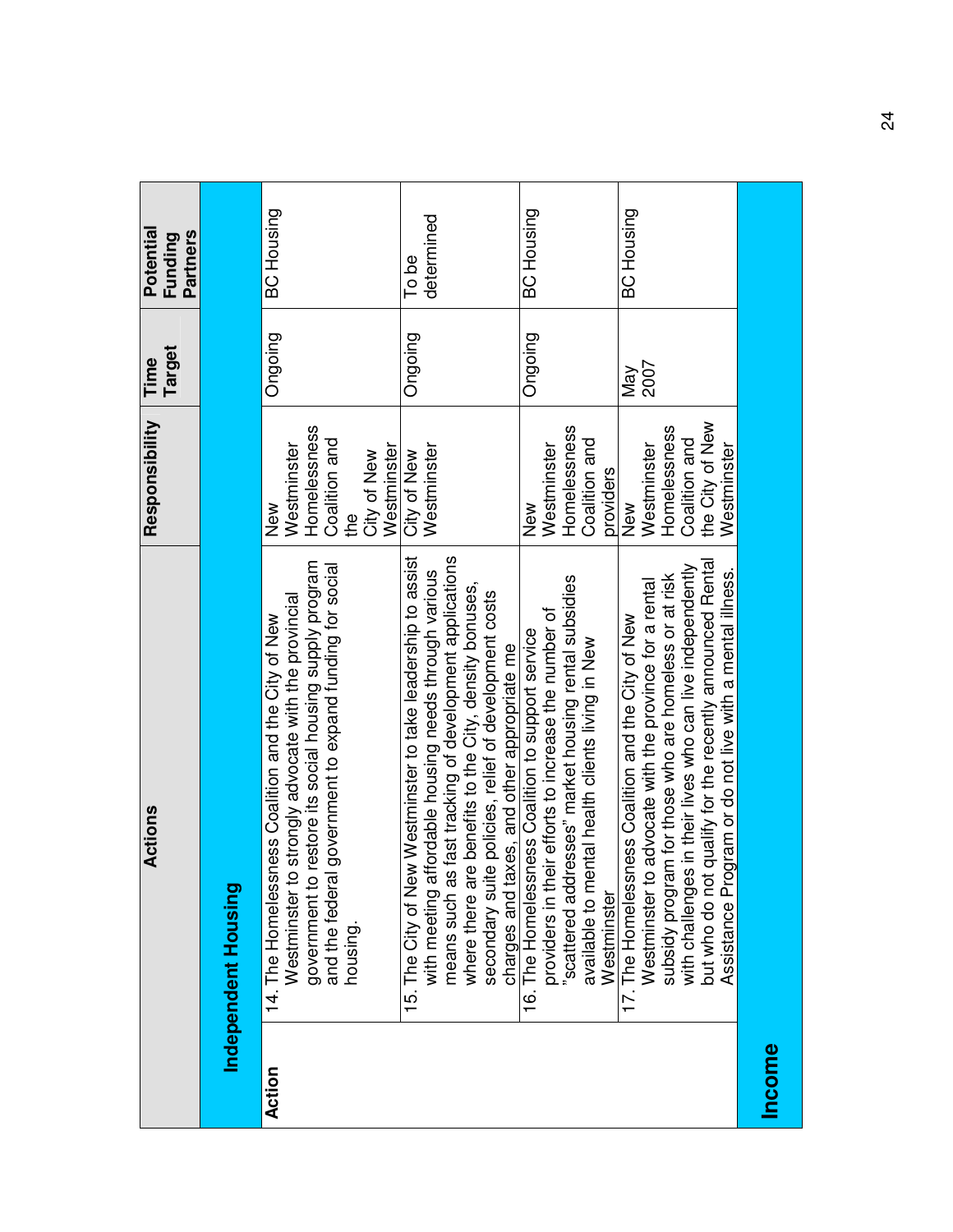| | Actions | Responsibility | Time Target | Potential Funding Partners |
|---|---|---|---|---|
| | **Independent Housing** | | | |
| **Action** | 14. The Homelessness Coalition and the City of New Westminster to strongly advocate with the provincial government to restore its social housing supply program and the federal government to expand funding for social housing. | New Westminster Homelessness Coalition and the City of New Westminster | Ongoing | BC Housing |
| | 15. The City of New Westminster to take leadership to assist with meeting affordable housing needs through various means such as fast tracking of development applications where there are benefits to the City, density bonuses, secondary suite policies, relief of development costs charges and taxes, and other appropriate me | City of New Westminster | Ongoing | To be determined |
| | 16. The Homelessness Coalition to support service providers in their efforts to increase the number of "scattered addresses" market housing rental subsidies available to mental health clients living in New Westminster | New Westminster Homelessness Coalition and providers | Ongoing | BC Housing |
| | 17. The Homelessness Coalition and the City of New Westminster to advocate with the province for a rental subsidy program for those who are homeless or at risk with challenges in their lives who can live independently but who do not qualify for the recently announced Rental Assistance Program or do not live with a mental illness. | New Westminster Homelessness Coalition and the City of New Westminster | May 2007 | BC Housing |
| **Income** | | | | |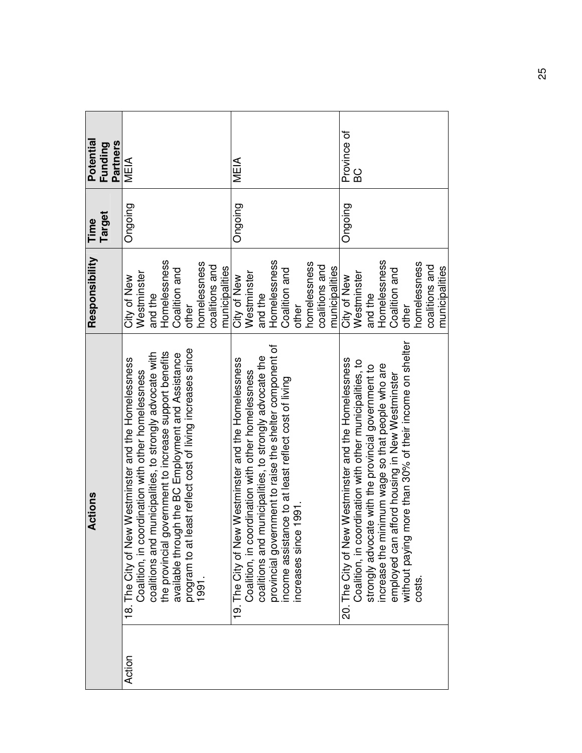| | Actions | Responsibility | Time Target | Potential Funding Partners |
|---|---|---|---|---|
| Action | 18. The City of New Westminster and the Homelessness Coalition, in coordination with other homelessness coalitions and municipalities, to strongly advocate with the provincial government to increase support benefits available through the BC Employment and Assistance program to at least reflect cost of living increases since 1991. | City of New Westminster and the Homelessness Coalition and other homelessness coalitions and municipalities | Ongoing | MEIA |
| | 19. The City of New Westminster and the Homelessness Coalition, in coordination with other homelessness coalitions and municipalities, to strongly advocate the provincial government to raise the shelter component of income assistance to at least reflect cost of living increases since 1991. | City of New Westminster and the Homelessness Coalition and other homelessness coalitions and municipalities | Ongoing | MEIA |
| | 20. The City of New Westminster and the Homelessness Coalition, in coordination with other municipalities, to strongly advocate with the provincial government to increase the minimum wage so that people who are employed can afford housing in New Westminster without paying more than 30% of their income on shelter costs. | City of New Westminster and the Homelessness Coalition and other homelessness coalitions and municipalities | Ongoing | Province of BC |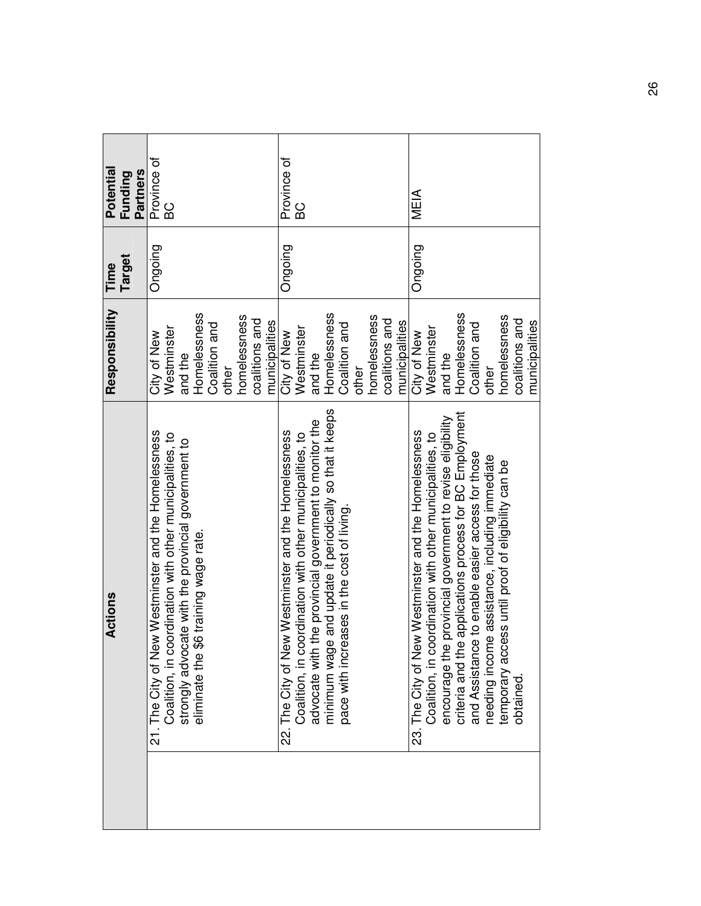| | Actions | Responsibility | Time Target | Potential Funding Partners |
|---|---|---|---|---|
| | 21. The City of New Westminster and the Homelessness Coalition, in coordination with other municipalities, to strongly advocate with the provincial government to eliminate the $6 training wage rate. | City of New Westminster and the Homelessness Coalition and other homelessness coalitions and municipalities | Ongoing | Province of BC |
| | 22. The City of New Westminster and the Homelessness Coalition, in coordination with other municipalities, to advocate with the provincial government to monitor the minimum wage and update it periodically so that it keeps pace with increases in the cost of living. | City of New Westminster and the Homelessness Coalition and other homelessness coalitions and municipalities | Ongoing | Province of BC |
| | 23. The City of New Westminster and the Homelessness Coalition, in coordination with other municipalities, to encourage the provincial government to revise eligibility criteria and the applications process for BC Employment and Assistance to enable easier access for those needing income assistance, including immediate temporary access until proof of eligibility can be obtained. | City of New Westminster and the Homelessness Coalition and other homelessness coalitions and municipalities | Ongoing | MEIA |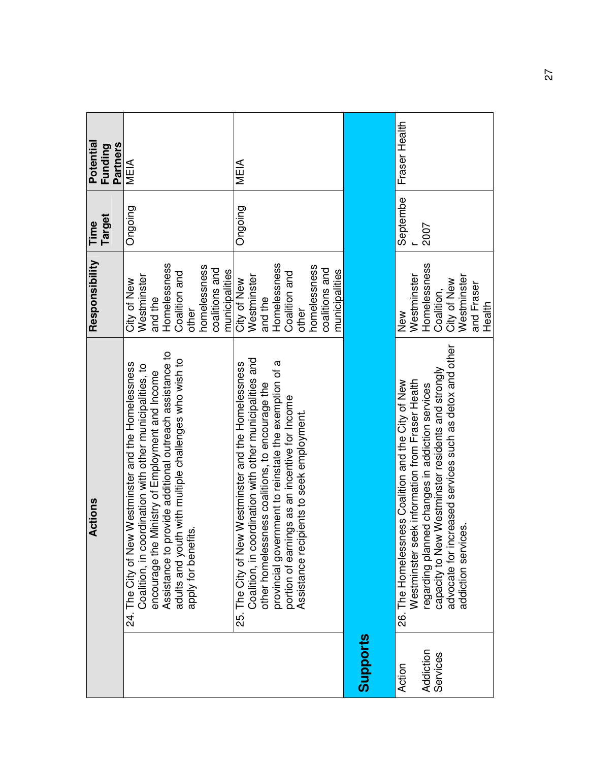| | Actions | Responsibility | Time Target | Potential Funding Partners |
|---|---|---|---|---|
| | 24. The City of New Westminster and the Homelessness Coalition, in coordination with other municipalities, to encourage the Ministry of Employment and Income Assistance to provide additional outreach assistance to adults and youth with multiple challenges who wish to apply for benefits. | City of New Westminster and the Homelessness Coalition and other homelessness coalitions and municipalities | Ongoing | MEIA |
| | 25. The City of New Westminster and the Homelessness Coalition, in coordination with other municipalities and other homelessness coalitions, to encourage the provincial government to reinstate the exemption of a portion of earnings as an incentive for Income Assistance recipients to seek employment. | City of New Westminster and the Homelessness Coalition and other homelessness coalitions and municipalities | Ongoing | MEIA |
| **Supports** | | | | |
| Action<br><br>Addiction Services | 26. The Homelessness Coalition and the City of New Westminster seek information from Fraser Health regarding planned changes in addiction services capacity to New Westminster residents and strongly advocate for increased services such as detox and other addiction services. | New Westminster Homelessness Coalition, City of New Westminster and Fraser Health | September 2007 | Fraser Health |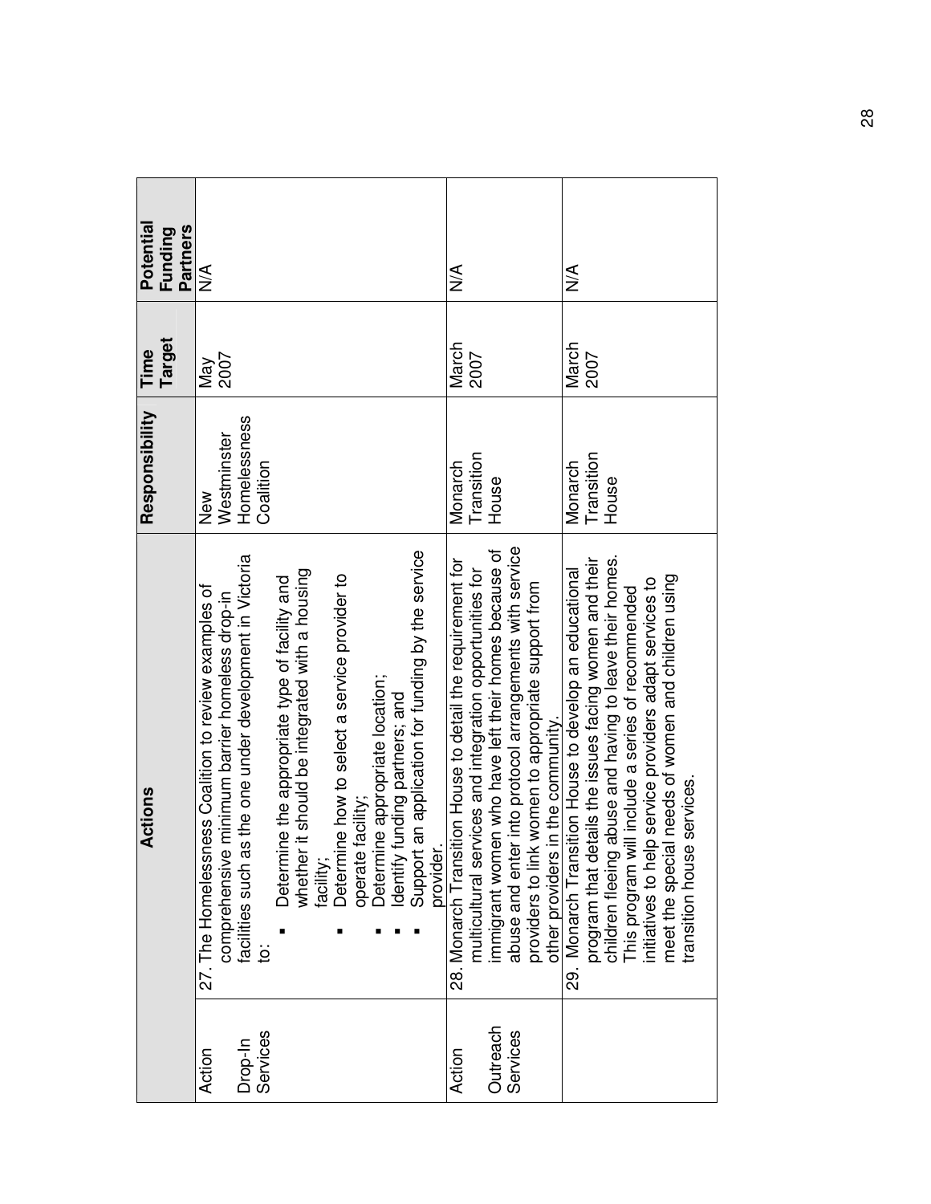| | Actions | Responsibility | Time Target | Potential Funding Partners |
|---|---|---|---|---|
| Action<br><br>Drop-In Services | 27. The Homelessness Coalition to review examples of comprehensive minimum barrier homeless drop-in facilities such as the one under development in Victoria to:<br>▪ Determine the appropriate type of facility and whether it should be integrated with a housing facility;<br>▪ Determine how to select a service provider to operate facility;<br>▪ Determine appropriate location;<br>▪ Identify funding partners; and<br>▪ Support an application for funding by the service provider. | New Westminster Homelessness Coalition | May 2007 | N/A |
| Action<br><br>Outreach Services | 28. Monarch Transition House to detail the requirement for multicultural services and integration opportunities for immigrant women who have left their homes because of abuse and enter into protocol arrangements with service providers to link women to appropriate support from other providers in the community. | Monarch Transition House | March 2007 | N/A |
| | 29. Monarch Transition House to develop an educational program that details the issues facing women and their children fleeing abuse and having to leave their homes. This program will include a series of recommended initiatives to help service providers adapt services to meet the special needs of women and children using transition house services. | Monarch Transition House | March 2007 | N/A |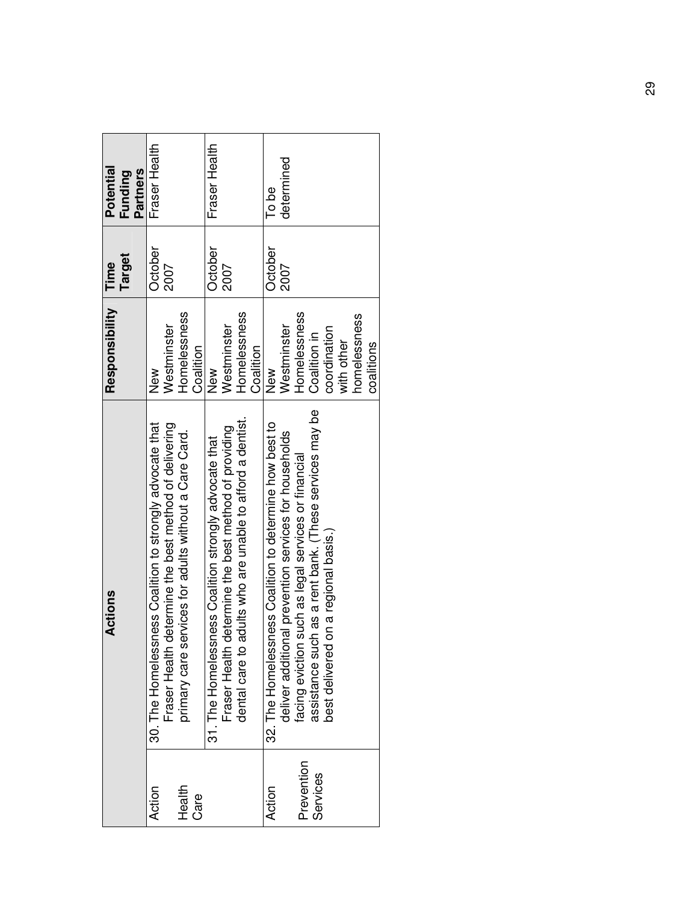| | Actions | Responsibility | Time Target | Potential Funding Partners |
|---|---|---|---|---|
| Action<br><br>Health Care | 30. The Homelessness Coalition to strongly advocate that Fraser Health determine the best method of delivering primary care services for adults without a Care Card. | New Westminster Homelessness Coalition | October 2007 | Fraser Health |
| | 31. The Homelessness Coalition strongly advocate that Fraser Health determine the best method of providing dental care to adults who are unable to afford a dentist. | New Westminster Homelessness Coalition | October 2007 | Fraser Health |
| Action<br><br>Prevention Services | 32. The Homelessness Coalition to determine how best to deliver additional prevention services for households facing eviction such as legal services or financial assistance such as a rent bank. (These services may be best delivered on a regional basis.) | New Westminster Homelessness Coalition in coordination with other homelessness coalitions | October 2007 | To be determined |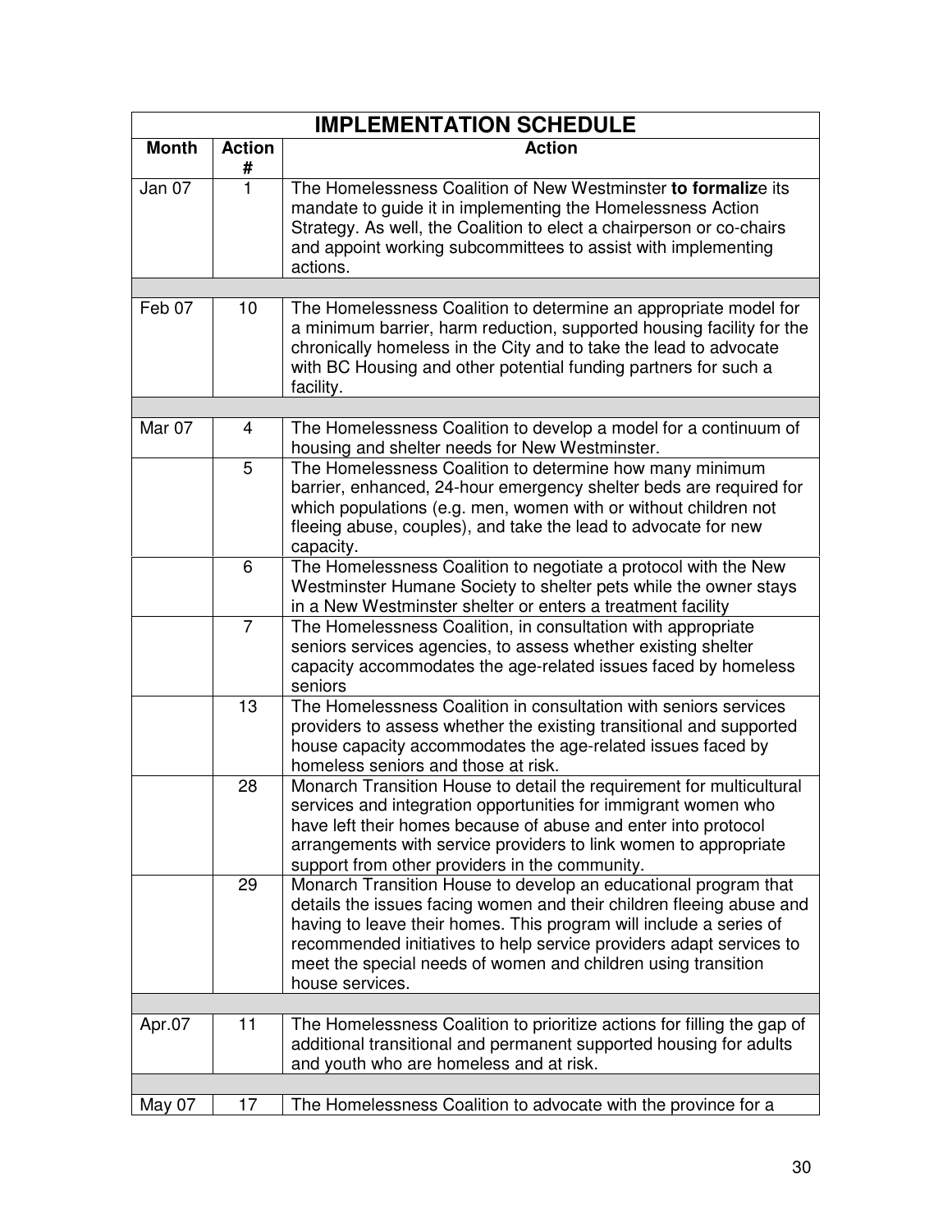| IMPLEMENTATION SCHEDULE | | |
|---|---|---|
| **Month** | **Action #** | **Action** |
| Jan 07 | 1 | The Homelessness Coalition of New Westminster **to formaliz**e its mandate to guide it in implementing the Homelessness Action Strategy. As well, the Coalition to elect a chairperson or co-chairs and appoint working subcommittees to assist with implementing actions. |
| | | |
| Feb 07 | 10 | The Homelessness Coalition to determine an appropriate model for a minimum barrier, harm reduction, supported housing facility for the chronically homeless in the City and to take the lead to advocate with BC Housing and other potential funding partners for such a facility. |
| | | |
| Mar 07 | 4 | The Homelessness Coalition to develop a model for a continuum of housing and shelter needs for New Westminster. |
| | 5 | The Homelessness Coalition to determine how many minimum barrier, enhanced, 24-hour emergency shelter beds are required for which populations (e.g. men, women with or without children not fleeing abuse, couples), and take the lead to advocate for new capacity. |
| | 6 | The Homelessness Coalition to negotiate a protocol with the New Westminster Humane Society to shelter pets while the owner stays in a New Westminster shelter or enters a treatment facility |
| | 7 | The Homelessness Coalition, in consultation with appropriate seniors services agencies, to assess whether existing shelter capacity accommodates the age-related issues faced by homeless seniors |
| | 13 | The Homelessness Coalition in consultation with seniors services providers to assess whether the existing transitional and supported house capacity accommodates the age-related issues faced by homeless seniors and those at risk. |
| | 28 | Monarch Transition House to detail the requirement for multicultural services and integration opportunities for immigrant women who have left their homes because of abuse and enter into protocol arrangements with service providers to link women to appropriate support from other providers in the community. |
| | 29 | Monarch Transition House to develop an educational program that details the issues facing women and their children fleeing abuse and having to leave their homes. This program will include a series of recommended initiatives to help service providers adapt services to meet the special needs of women and children using transition house services. |
| | | |
| Apr.07 | 11 | The Homelessness Coalition to prioritize actions for filling the gap of additional transitional and permanent supported housing for adults and youth who are homeless and at risk. |
| | | |
| May 07 | 17 | The Homelessness Coalition to advocate with the province for a |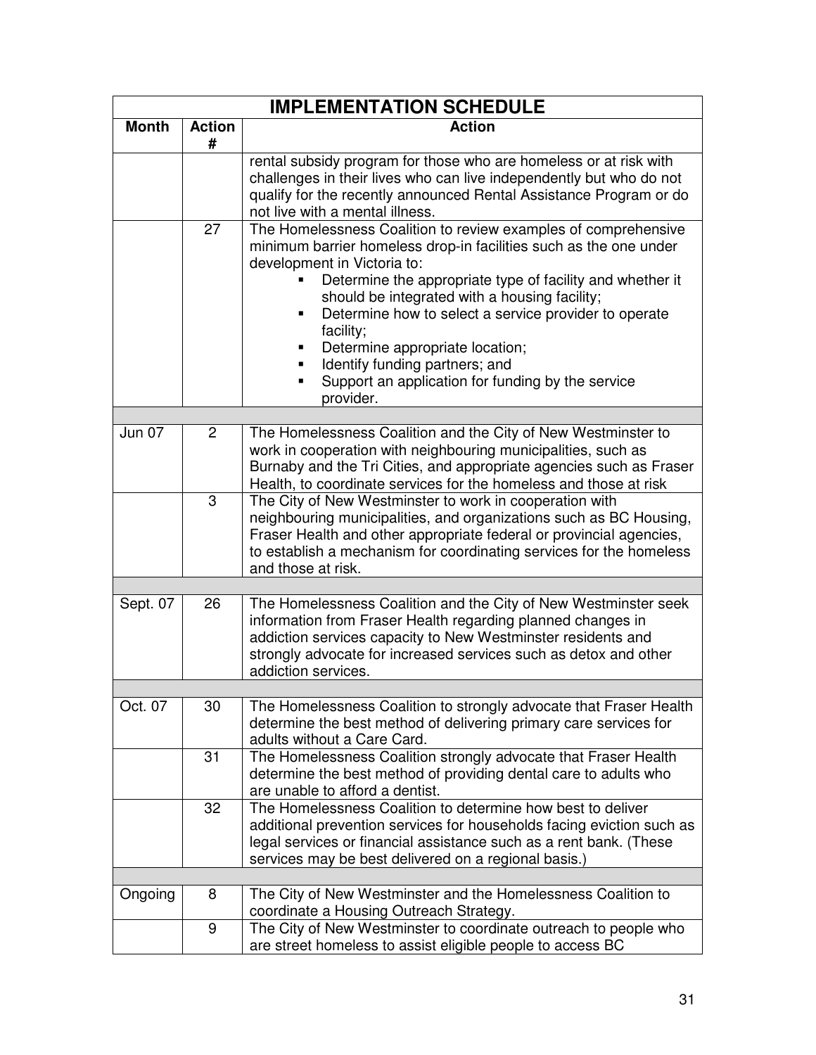| IMPLEMENTATION SCHEDULE | | |
|---|---|---|
| **Month** | **Action #** | **Action** |
| | | rental subsidy program for those who are homeless or at risk with challenges in their lives who can live independently but who do not qualify for the recently announced Rental Assistance Program or do not live with a mental illness. |
| | 27 | The Homelessness Coalition to review examples of comprehensive minimum barrier homeless drop-in facilities such as the one under development in Victoria to: <br>▪ Determine the appropriate type of facility and whether it should be integrated with a housing facility; <br>▪ Determine how to select a service provider to operate facility; <br>▪ Determine appropriate location; <br>▪ Identify funding partners; and <br>▪ Support an application for funding by the service provider. |
| | | |
| Jun 07 | 2 | The Homelessness Coalition and the City of New Westminster to work in cooperation with neighbouring municipalities, such as Burnaby and the Tri Cities, and appropriate agencies such as Fraser Health, to coordinate services for the homeless and those at risk |
| | 3 | The City of New Westminster to work in cooperation with neighbouring municipalities, and organizations such as BC Housing, Fraser Health and other appropriate federal or provincial agencies, to establish a mechanism for coordinating services for the homeless and those at risk. |
| | | |
| Sept. 07 | 26 | The Homelessness Coalition and the City of New Westminster seek information from Fraser Health regarding planned changes in addiction services capacity to New Westminster residents and strongly advocate for increased services such as detox and other addiction services. |
| | | |
| Oct. 07 | 30 | The Homelessness Coalition to strongly advocate that Fraser Health determine the best method of delivering primary care services for adults without a Care Card. |
| | 31 | The Homelessness Coalition strongly advocate that Fraser Health determine the best method of providing dental care to adults who are unable to afford a dentist. |
| | 32 | The Homelessness Coalition to determine how best to deliver additional prevention services for households facing eviction such as legal services or financial assistance such as a rent bank. (These services may be best delivered on a regional basis.) |
| | | |
| Ongoing | 8 | The City of New Westminster and the Homelessness Coalition to coordinate a Housing Outreach Strategy. |
| | 9 | The City of New Westminster to coordinate outreach to people who are street homeless to assist eligible people to access BC |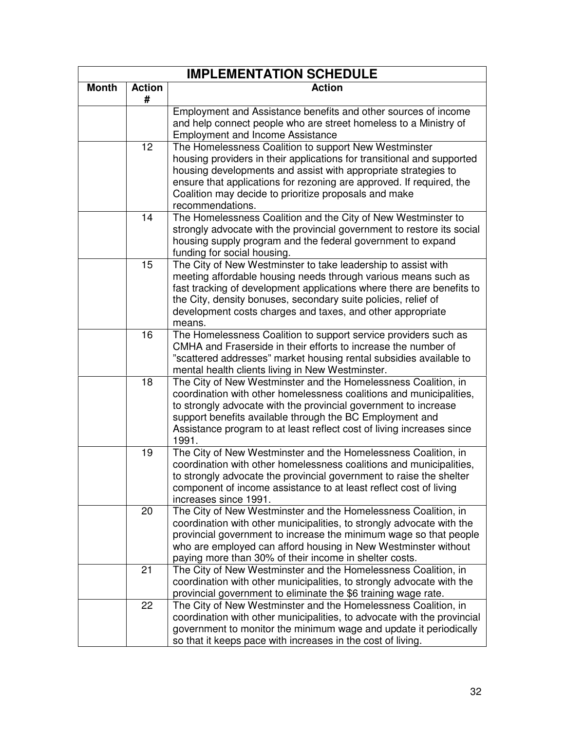| IMPLEMENTATION SCHEDULE | | |
|---|---|---|
| **Month** | **Action #** | **Action** |
| | | Employment and Assistance benefits and other sources of income and help connect people who are street homeless to a Ministry of Employment and Income Assistance |
| | 12 | The Homelessness Coalition to support New Westminster housing providers in their applications for transitional and supported housing developments and assist with appropriate strategies to ensure that applications for rezoning are approved. If required, the Coalition may decide to prioritize proposals and make recommendations. |
| | 14 | The Homelessness Coalition and the City of New Westminster to strongly advocate with the provincial government to restore its social housing supply program and the federal government to expand funding for social housing. |
| | 15 | The City of New Westminster to take leadership to assist with meeting affordable housing needs through various means such as fast tracking of development applications where there are benefits to the City, density bonuses, secondary suite policies, relief of development costs charges and taxes, and other appropriate means. |
| | 16 | The Homelessness Coalition to support service providers such as CMHA and Fraserside in their efforts to increase the number of "scattered addresses" market housing rental subsidies available to mental health clients living in New Westminster. |
| | 18 | The City of New Westminster and the Homelessness Coalition, in coordination with other homelessness coalitions and municipalities, to strongly advocate with the provincial government to increase support benefits available through the BC Employment and Assistance program to at least reflect cost of living increases since 1991. |
| | 19 | The City of New Westminster and the Homelessness Coalition, in coordination with other homelessness coalitions and municipalities, to strongly advocate the provincial government to raise the shelter component of income assistance to at least reflect cost of living increases since 1991. |
| | 20 | The City of New Westminster and the Homelessness Coalition, in coordination with other municipalities, to strongly advocate with the provincial government to increase the minimum wage so that people who are employed can afford housing in New Westminster without paying more than 30% of their income in shelter costs. |
| | 21 | The City of New Westminster and the Homelessness Coalition, in coordination with other municipalities, to strongly advocate with the provincial government to eliminate the $6 training wage rate. |
| | 22 | The City of New Westminster and the Homelessness Coalition, in coordination with other municipalities, to advocate with the provincial government to monitor the minimum wage and update it periodically so that it keeps pace with increases in the cost of living. |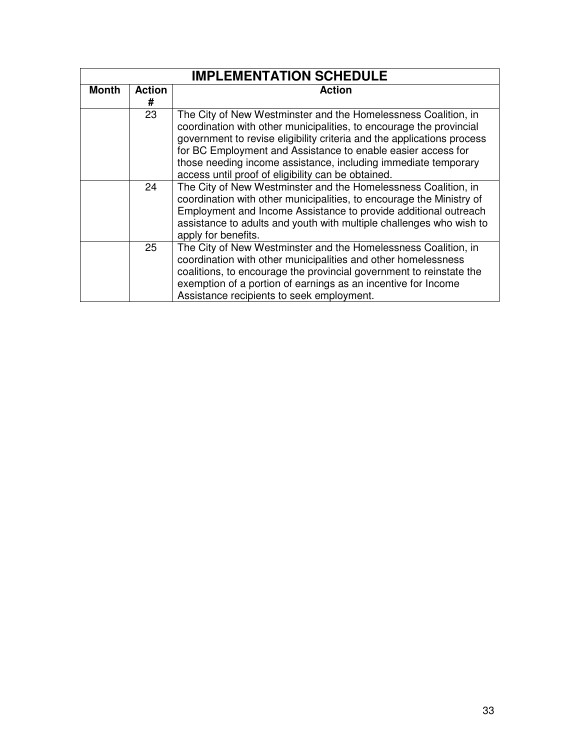| IMPLEMENTATION SCHEDULE | | |
|---|---|---|
| **Month** | **Action #** | **Action** |
| | 23 | The City of New Westminster and the Homelessness Coalition, in coordination with other municipalities, to encourage the provincial government to revise eligibility criteria and the applications process for BC Employment and Assistance to enable easier access for those needing income assistance, including immediate temporary access until proof of eligibility can be obtained. |
| | 24 | The City of New Westminster and the Homelessness Coalition, in coordination with other municipalities, to encourage the Ministry of Employment and Income Assistance to provide additional outreach assistance to adults and youth with multiple challenges who wish to apply for benefits. |
| | 25 | The City of New Westminster and the Homelessness Coalition, in coordination with other municipalities and other homelessness coalitions, to encourage the provincial government to reinstate the exemption of a portion of earnings as an incentive for Income Assistance recipients to seek employment. |